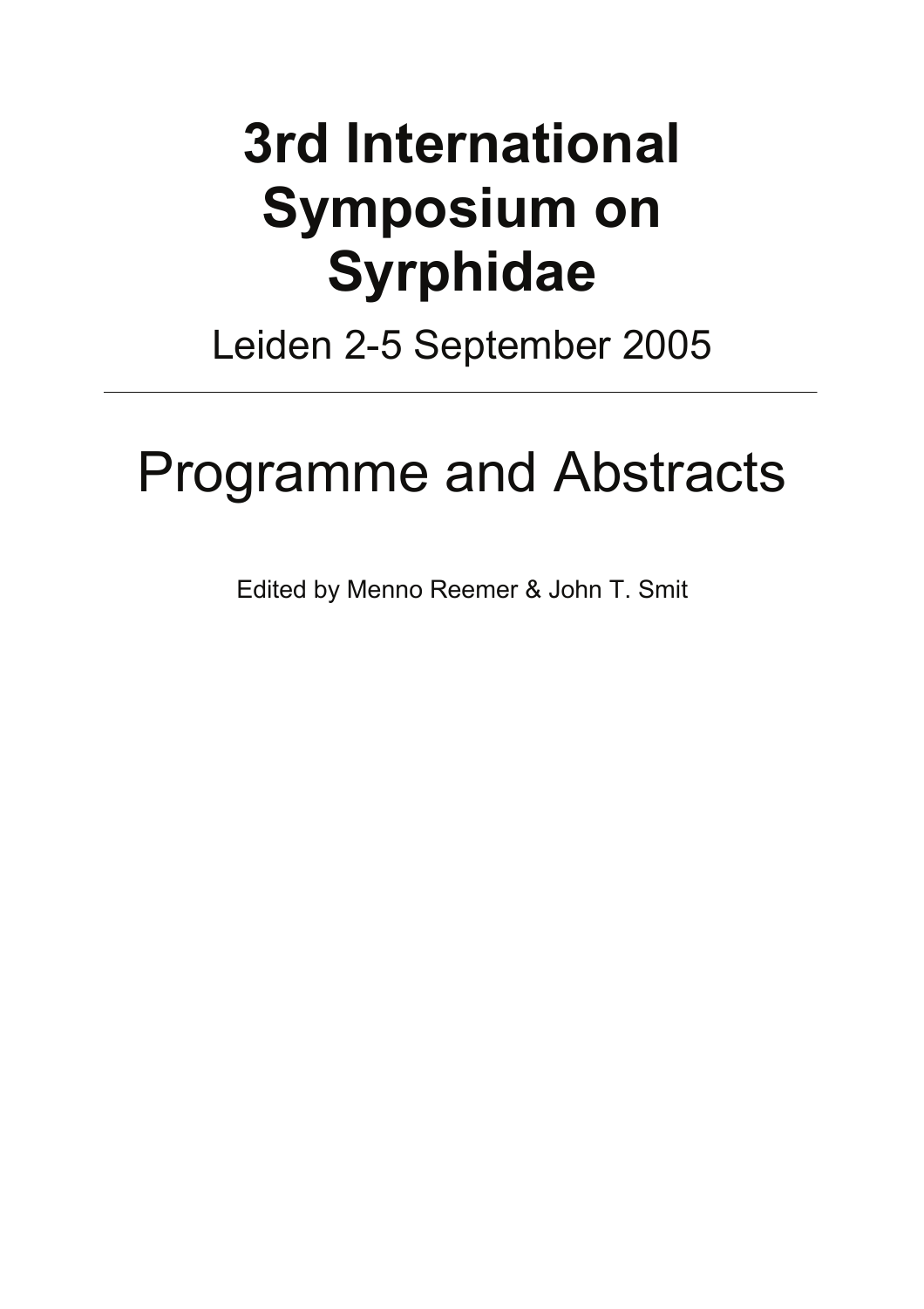# 3rd International Symposium on Syrphidae

Leiden 2-5 September 2005

---

# Programme and Abstracts

Edited by Menno Reemer & John T. Smit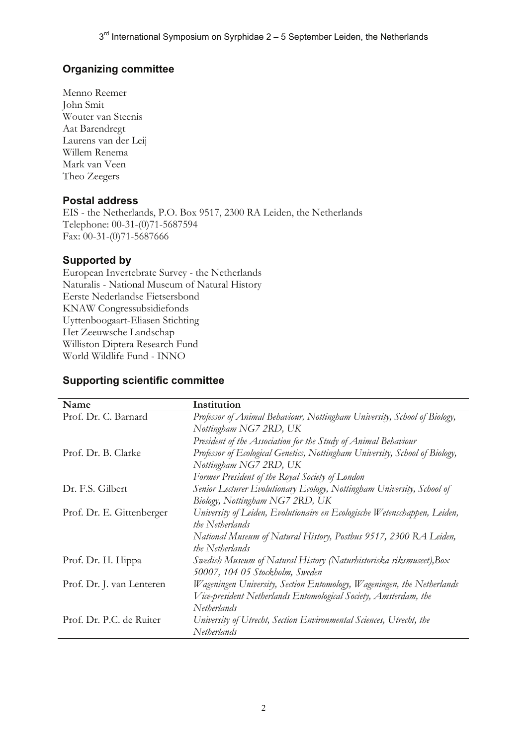## Organizing committee

Menno Reemer
John Smit
Wouter van Steenis
Aat Barendregt
Laurens van der Leij
Willem Renema
Mark van Veen
Theo Zeegers

## Postal address

EIS - the Netherlands, P.O. Box 9517, 2300 RA Leiden, the Netherlands
Telephone: 00-31-(0)71-5687594
Fax: 00-31-(0)71-5687666

## Supported by

European Invertebrate Survey - the Netherlands
Naturalis - National Museum of Natural History
Eerste Nederlandse Fietsersbond
KNAW Congressubsidiefonds
Uyttenboogaart-Eliasen Stichting
Het Zeeuwsche Landschap
Williston Diptera Research Fund
World Wildlife Fund - INNO

## Supporting scientific committee

| Name | Institution |
|---|---|
| Prof. Dr. C. Barnard | *Professor of Animal Behaviour, Nottingham University, School of Biology, Nottingham NG7 2RD, UK*<br>*President of the Association for the Study of Animal Behaviour* |
| Prof. Dr. B. Clarke | *Professor of Ecological Genetics, Nottingham University, School of Biology, Nottingham NG7 2RD, UK*<br>*Former President of the Royal Society of London* |
| Dr. F.S. Gilbert | *Senior Lecturer Evolutionary Ecology, Nottingham University, School of Biology, Nottingham NG7 2RD, UK* |
| Prof. Dr. E. Gittenberger | *University of Leiden, Evolutionaire en Ecologische Wetenschappen, Leiden, the Netherlands*<br>*National Museum of Natural History, Postbus 9517, 2300 RA Leiden, the Netherlands* |
| Prof. Dr. H. Hippa | *Swedish Museum of Natural History (Naturhistoriska riksmuseet),Box 50007, 104 05 Stockholm, Sweden* |
| Prof. Dr. J. van Lenteren | *Wageningen University, Section Entomology, Wageningen, the Netherlands*<br>*Vice-president Netherlands Entomological Society, Amsterdam, the Netherlands* |
| Prof. Dr. P.C. de Ruiter | *University of Utrecht, Section Environmental Sciences, Utrecht, the Netherlands* |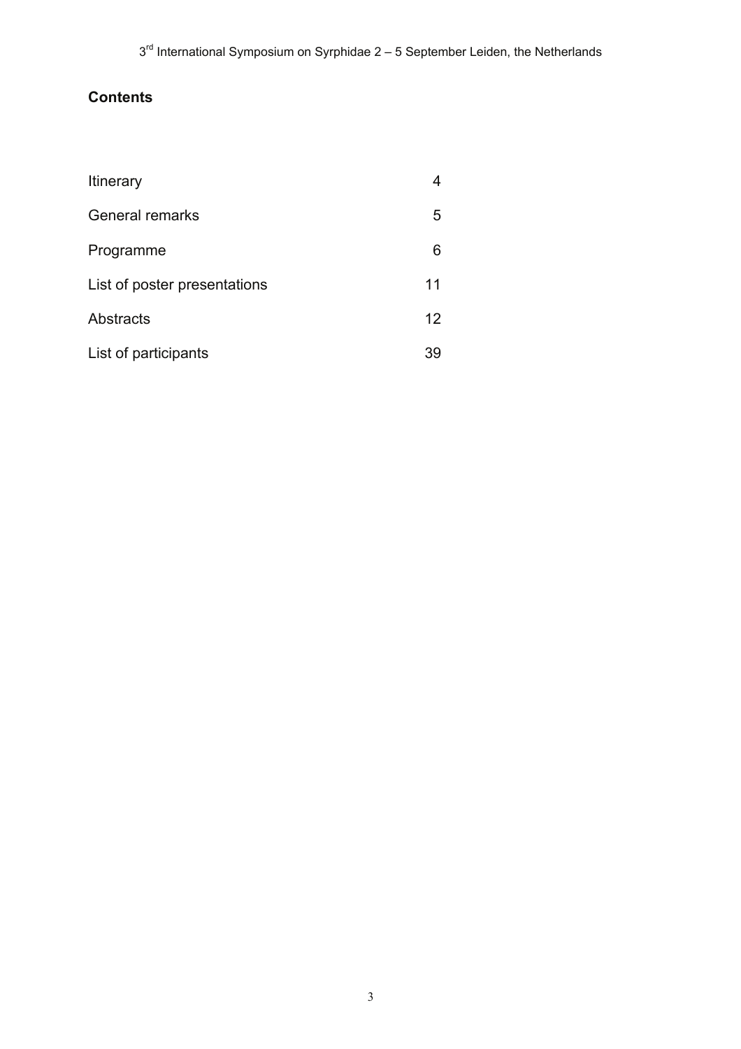## Contents

| | |
|---|---|
| Itinerary | 4 |
| General remarks | 5 |
| Programme | 6 |
| List of poster presentations | 11 |
| Abstracts | 12 |
| List of participants | 39 |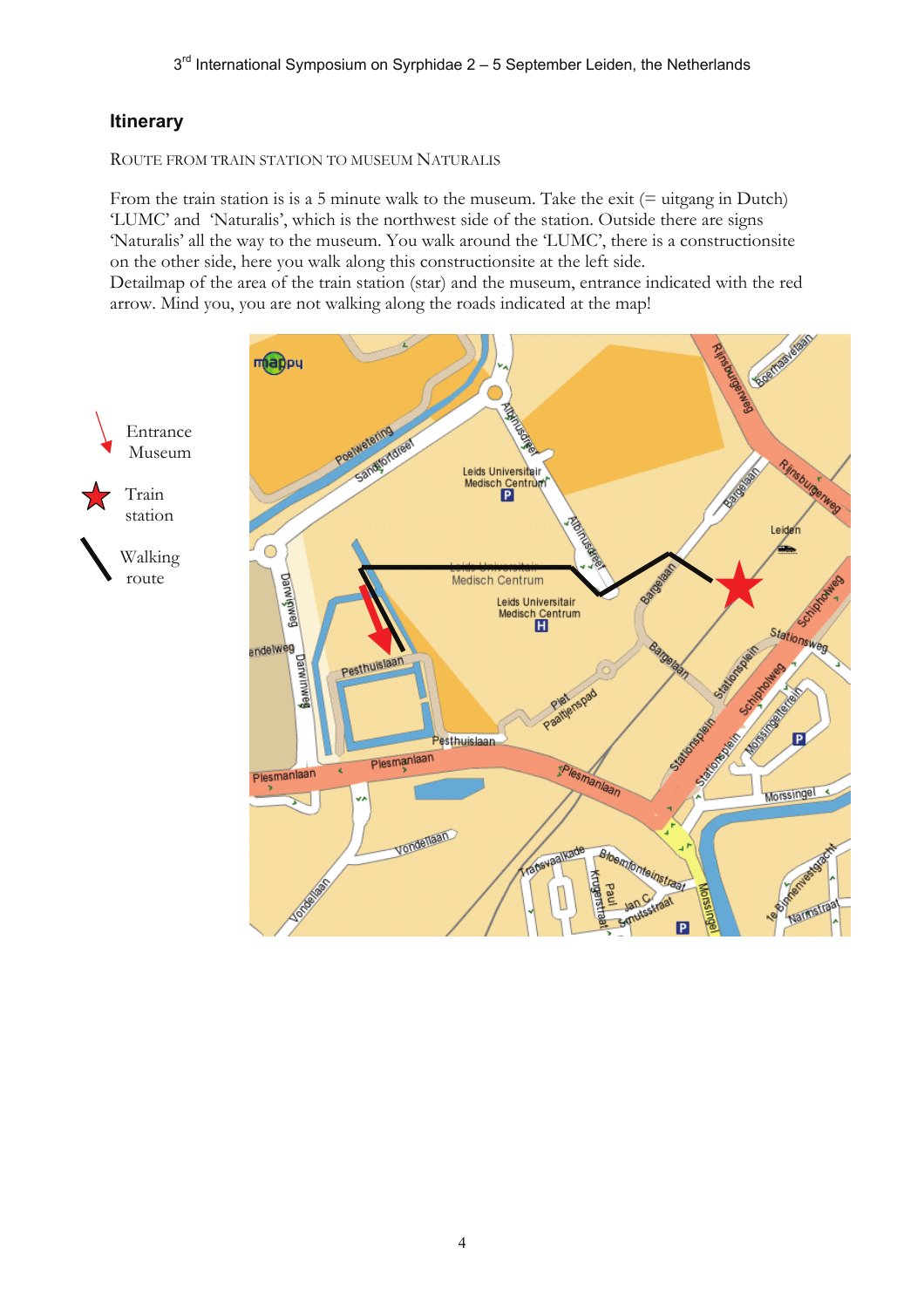## Itinerary

ROUTE FROM TRAIN STATION TO MUSEUM NATURALIS

From the train station is is a 5 minute walk to the museum. Take the exit (= uitgang in Dutch) 'LUMC' and 'Naturalis', which is the northwest side of the station. Outside there are signs 'Naturalis' all the way to the museum. You walk around the 'LUMC', there is a constructionsite on the other side, here you walk along this constructionsite at the left side.
Detailmap of the area of the train station (star) and the museum, entrance indicated with the red arrow. Mind you, you are not walking along the roads indicated at the map!

Entrance Museum

Train station

Walking route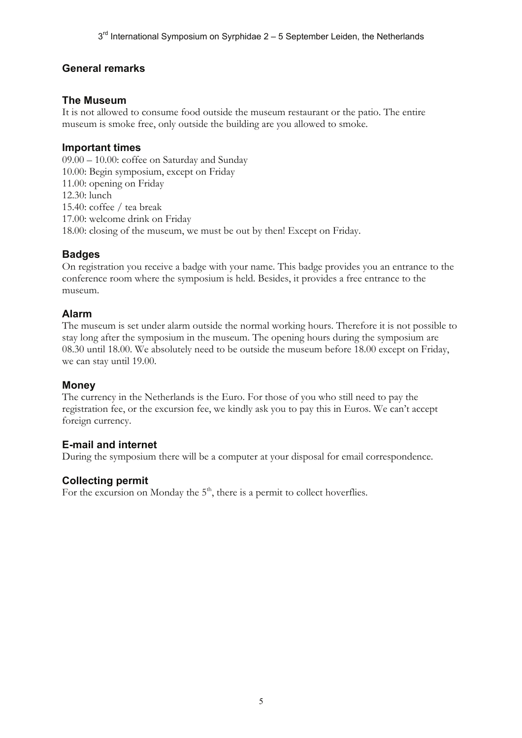## General remarks

### The Museum

It is not allowed to consume food outside the museum restaurant or the patio. The entire museum is smoke free, only outside the building are you allowed to smoke.

### Important times

09.00 – 10.00: coffee on Saturday and Sunday
10.00: Begin symposium, except on Friday
11.00: opening on Friday
12.30: lunch
15.40: coffee / tea break
17.00: welcome drink on Friday
18.00: closing of the museum, we must be out by then! Except on Friday.

### Badges

On registration you receive a badge with your name. This badge provides you an entrance to the conference room where the symposium is held. Besides, it provides a free entrance to the museum.

### Alarm

The museum is set under alarm outside the normal working hours. Therefore it is not possible to stay long after the symposium in the museum. The opening hours during the symposium are 08.30 until 18.00. We absolutely need to be outside the museum before 18.00 except on Friday, we can stay until 19.00.

### Money

The currency in the Netherlands is the Euro. For those of you who still need to pay the registration fee, or the excursion fee, we kindly ask you to pay this in Euros. We can't accept foreign currency.

### E-mail and internet

During the symposium there will be a computer at your disposal for email correspondence.

### Collecting permit

For the excursion on Monday the 5th, there is a permit to collect hoverflies.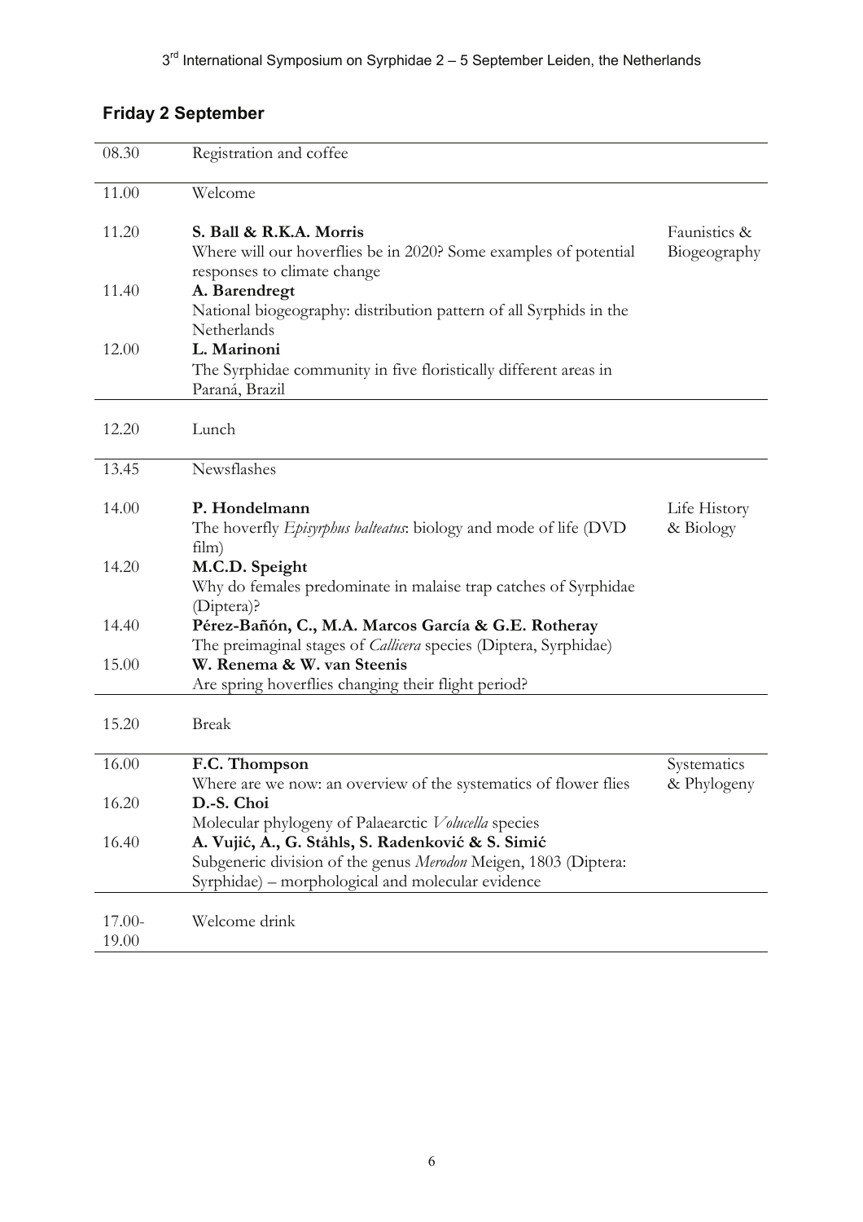## Friday 2 September

| | | |
|---|---|---|
| 08.30 | Registration and coffee | |
| 11.00 | Welcome | |
| 11.20 | **S. Ball & R.K.A. Morris**<br>Where will our hoverflies be in 2020? Some examples of potential responses to climate change | Faunistics & Biogeography |
| 11.40 | **A. Barendregt**<br>National biogeography: distribution pattern of all Syrphids in the Netherlands | |
| 12.00 | **L. Marinoni**<br>The Syrphidae community in five floristically different areas in Paraná, Brazil | |
| 12.20 | Lunch | |
| 13.45 | Newsflashes | |
| 14.00 | **P. Hondelmann**<br>The hoverfly *Episyrphus balteatus*: biology and mode of life (DVD film) | Life History & Biology |
| 14.20 | **M.C.D. Speight**<br>Why do females predominate in malaise trap catches of Syrphidae (Diptera)? | |
| 14.40 | **Pérez-Bañón, C., M.A. Marcos García & G.E. Rotheray**<br>The preimaginal stages of *Callicera* species (Diptera, Syrphidae) | |
| 15.00 | **W. Renema & W. van Steenis**<br>Are spring hoverflies changing their flight period? | |
| 15.20 | Break | |
| 16.00 | **F.C. Thompson**<br>Where are we now: an overview of the systematics of flower flies | Systematics & Phylogeny |
| 16.20 | **D.-S. Choi**<br>Molecular phylogeny of Palaearctic *Volucella* species | |
| 16.40 | **A. Vujić, A., G. Ståhls, S. Radenković & S. Simić**<br>Subgeneric division of the genus *Merodon* Meigen, 1803 (Diptera: Syrphidae) – morphological and molecular evidence | |
| 17.00-19.00 | Welcome drink | |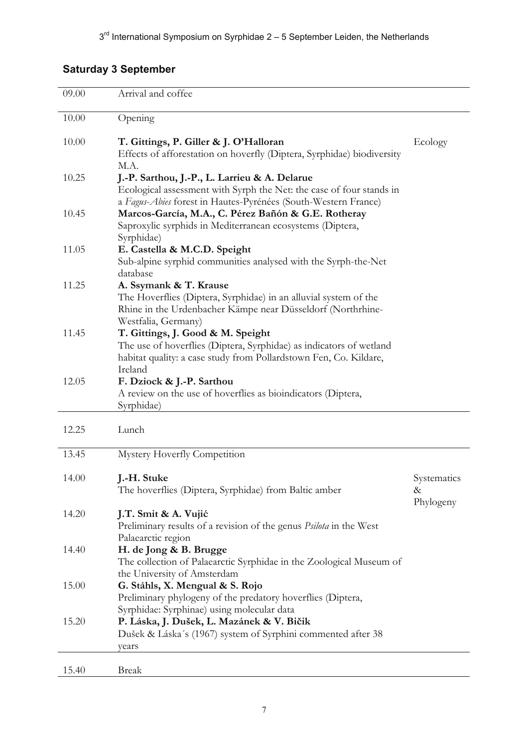## Saturday 3 September

| | | |
|---|---|---|
| 09.00 | Arrival and coffee | |
| 10.00 | Opening | |
| 10.00 | **T. Gittings, P. Giller & J. O'Halloran**<br>Effects of afforestation on hoverfly (Diptera, Syrphidae) biodiversity M.A. | Ecology |
| 10.25 | **J.-P. Sarthou, J.-P., L. Larrieu & A. Delarue**<br>Ecological assessment with Syrph the Net: the case of four stands in a *Fagus-Abies* forest in Hautes-Pyrénées (South-Western France) | |
| 10.45 | **Marcos-García, M.A., C. Pérez Bañón & G.E. Rotheray**<br>Saproxylic syrphids in Mediterranean ecosystems (Diptera, Syrphidae) | |
| 11.05 | **E. Castella & M.C.D. Speight**<br>Sub-alpine syrphid communities analysed with the Syrph-the-Net database | |
| 11.25 | **A. Ssymank & T. Krause**<br>The Hoverflies (Diptera, Syrphidae) in an alluvial system of the Rhine in the Urdenbacher Kämpe near Düsseldorf (Northrhine-Westfalia, Germany) | |
| 11.45 | **T. Gittings, J. Good & M. Speight**<br>The use of hoverflies (Diptera, Syrphidae) as indicators of wetland habitat quality: a case study from Pollardstown Fen, Co. Kildare, Ireland | |
| 12.05 | **F. Dziock & J.-P. Sarthou**<br>A review on the use of hoverflies as bioindicators (Diptera, Syrphidae) | |
| 12.25 | Lunch | |
| 13.45 | Mystery Hoverfly Competition | |
| 14.00 | **J.-H. Stuke**<br>The hoverflies (Diptera, Syrphidae) from Baltic amber | Systematics & Phylogeny |
| 14.20 | **J.T. Smit & A. Vujić**<br>Preliminary results of a revision of the genus *Psilota* in the West Palaearctic region | |
| 14.40 | **H. de Jong & B. Brugge**<br>The collection of Palaearctic Syrphidae in the Zoological Museum of the University of Amsterdam | |
| 15.00 | **G. Ståhls, X. Mengual & S. Rojo**<br>Preliminary phylogeny of the predatory hoverflies (Diptera, Syrphidae: Syrphinae) using molecular data | |
| 15.20 | **P. Láska, J. Dušek, L. Mazánek & V. Bičik**<br>Dušek & Láska´s (1967) system of Syrphini commented after 38 years | |
| 15.40 | Break | |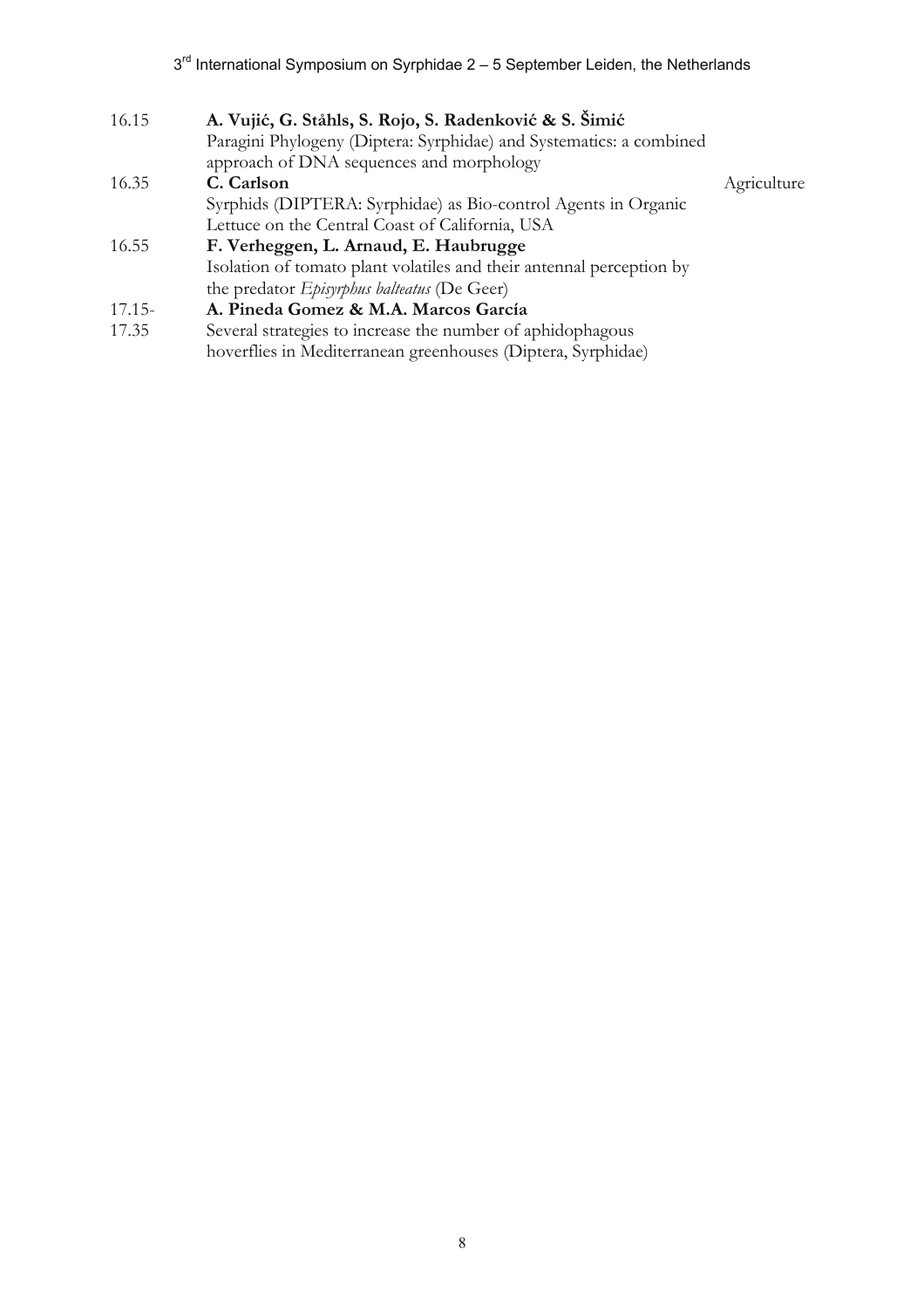| | | |
|---|---|---|
| 16.15 | **A. Vujić, G. Ståhls, S. Rojo, S. Radenković & S. Šimić**<br>Paragini Phylogeny (Diptera: Syrphidae) and Systematics: a combined approach of DNA sequences and morphology | |
| 16.35 | **C. Carlson**<br>Syrphids (DIPTERA: Syrphidae) as Bio-control Agents in Organic Lettuce on the Central Coast of California, USA | Agriculture |
| 16.55 | **F. Verheggen, L. Arnaud, E. Haubrugge**<br>Isolation of tomato plant volatiles and their antennal perception by the predator *Episyrphus balteatus* (De Geer) | |
| 17.15-17.35 | **A. Pineda Gomez & M.A. Marcos García**<br>Several strategies to increase the number of aphidophagous hoverflies in Mediterranean greenhouses (Diptera, Syrphidae) | |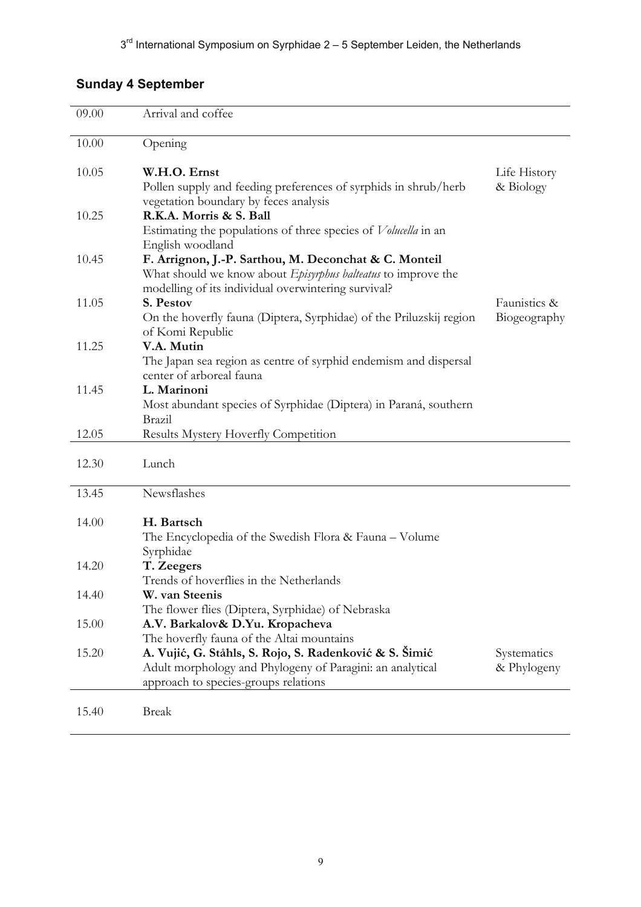## Sunday 4 September

| | | |
|---|---|---|
| 09.00 | Arrival and coffee | |
| 10.00 | Opening | |
| 10.05 | **W.H.O. Ernst**<br>Pollen supply and feeding preferences of syrphids in shrub/herb vegetation boundary by feces analysis | Life History & Biology |
| 10.25 | **R.K.A. Morris & S. Ball**<br>Estimating the populations of three species of *Volucella* in an English woodland | |
| 10.45 | **F. Arrignon, J.-P. Sarthou, M. Deconchat & C. Monteil**<br>What should we know about *Episyrphus balteatus* to improve the modelling of its individual overwintering survival? | |
| 11.05 | **S. Pestov**<br>On the hoverfly fauna (Diptera, Syrphidae) of the Priluzskij region of Komi Republic | Faunistics & Biogeography |
| 11.25 | **V.A. Mutin**<br>The Japan sea region as centre of syrphid endemism and dispersal center of arboreal fauna | |
| 11.45 | **L. Marinoni**<br>Most abundant species of Syrphidae (Diptera) in Paraná, southern Brazil | |
| 12.05 | Results Mystery Hoverfly Competition | |
| 12.30 | Lunch | |
| 13.45 | Newsflashes | |
| 14.00 | **H. Bartsch**<br>The Encyclopedia of the Swedish Flora & Fauna – Volume Syrphidae | |
| 14.20 | **T. Zeegers**<br>Trends of hoverflies in the Netherlands | |
| 14.40 | **W. van Steenis**<br>The flower flies (Diptera, Syrphidae) of Nebraska | |
| 15.00 | **A.V. Barkalov& D.Yu. Kropacheva**<br>The hoverfly fauna of the Altai mountains | |
| 15.20 | **A. Vujić, G. Ståhls, S. Rojo, S. Radenković & S. Šimić**<br>Adult morphology and Phylogeny of Paragini: an analytical approach to species-groups relations | Systematics & Phylogeny |
| 15.40 | Break | |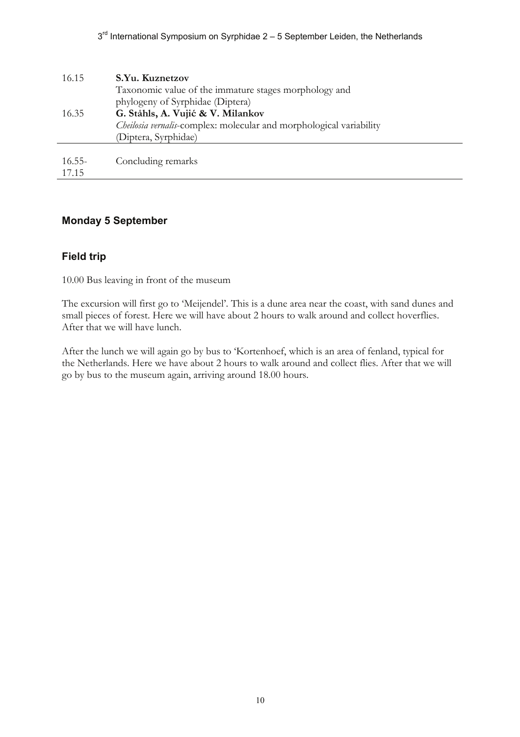| | |
|---|---|
| 16.15 | **S.Yu. Kuznetzov**<br>Taxonomic value of the immature stages morphology and phylogeny of Syrphidae (Diptera) |
| 16.35 | **G. Ståhls, A. Vujić & V. Milankov**<br>*Cheilosia vernalis*-complex: molecular and morphological variability (Diptera, Syrphidae) |
| 16.55-17.15 | Concluding remarks |

## Monday 5 September

## Field trip

10.00 Bus leaving in front of the museum

The excursion will first go to 'Meijendel'. This is a dune area near the coast, with sand dunes and small pieces of forest. Here we will have about 2 hours to walk around and collect hoverflies. After that we will have lunch.

After the lunch we will again go by bus to 'Kortenhoef, which is an area of fenland, typical for the Netherlands. Here we have about 2 hours to walk around and collect flies. After that we will go by bus to the museum again, arriving around 18.00 hours.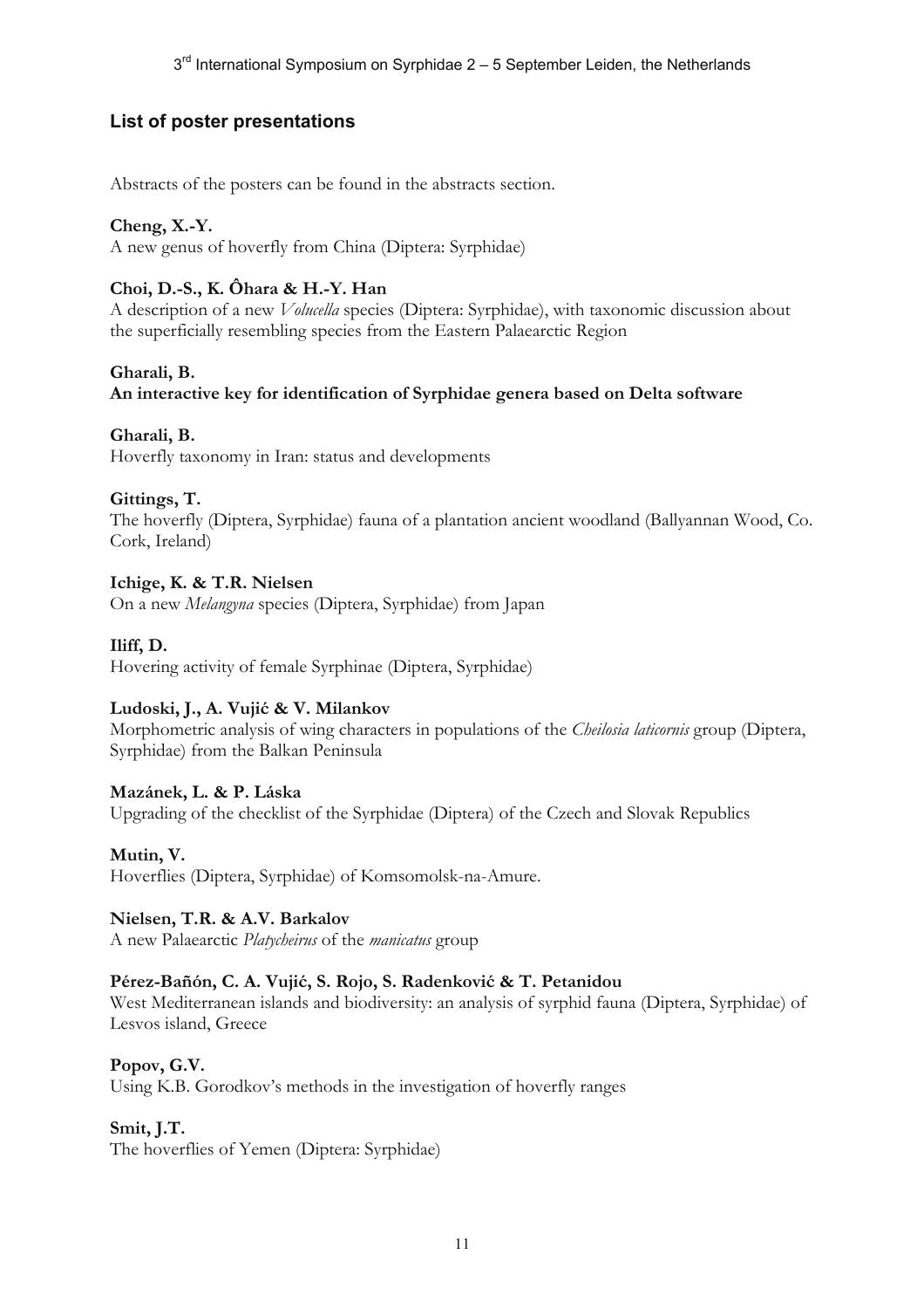## List of poster presentations

Abstracts of the posters can be found in the abstracts section.

**Cheng, X.-Y.**
A new genus of hoverfly from China (Diptera: Syrphidae)

**Choi, D.-S., K. Ôhara & H.-Y. Han**
A description of a new *Volucella* species (Diptera: Syrphidae), with taxonomic discussion about the superficially resembling species from the Eastern Palaearctic Region

**Gharali, B.**
**An interactive key for identification of Syrphidae genera based on Delta software**

**Gharali, B.**
Hoverfly taxonomy in Iran: status and developments

**Gittings, T.**
The hoverfly (Diptera, Syrphidae) fauna of a plantation ancient woodland (Ballyannan Wood, Co. Cork, Ireland)

**Ichige, K. & T.R. Nielsen**
On a new *Melangyna* species (Diptera, Syrphidae) from Japan

**Iliff, D.**
Hovering activity of female Syrphinae (Diptera, Syrphidae)

**Ludoski, J., A. Vujić & V. Milankov**
Morphometric analysis of wing characters in populations of the *Cheilosia laticornis* group (Diptera, Syrphidae) from the Balkan Peninsula

**Mazánek, L. & P. Láska**
Upgrading of the checklist of the Syrphidae (Diptera) of the Czech and Slovak Republics

**Mutin, V.**
Hoverflies (Diptera, Syrphidae) of Komsomolsk-na-Amure.

**Nielsen, T.R. & A.V. Barkalov**
A new Palaearctic *Platycheirus* of the *manicatus* group

**Pérez-Bañón, C. A. Vujić, S. Rojo, S. Radenković & T. Petanidou**
West Mediterranean islands and biodiversity: an analysis of syrphid fauna (Diptera, Syrphidae) of Lesvos island, Greece

**Popov, G.V.**
Using K.B. Gorodkov's methods in the investigation of hoverfly ranges

**Smit, J.T.**
The hoverflies of Yemen (Diptera: Syrphidae)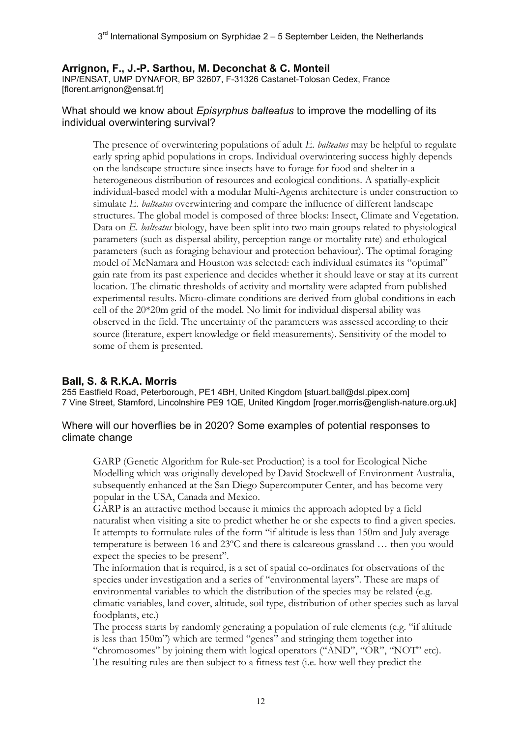**Arrignon, F., J.-P. Sarthou, M. Deconchat & C. Monteil**
INP/ENSAT, UMP DYNAFOR, BP 32607, F-31326 Castanet-Tolosan Cedex, France
[florent.arrignon@ensat.fr]

## What should we know about *Episyrphus balteatus* to improve the modelling of its individual overwintering survival?

The presence of overwintering populations of adult *E. balteatus* may be helpful to regulate early spring aphid populations in crops. Individual overwintering success highly depends on the landscape structure since insects have to forage for food and shelter in a heterogeneous distribution of resources and ecological conditions. A spatially-explicit individual-based model with a modular Multi-Agents architecture is under construction to simulate *E. balteatus* overwintering and compare the influence of different landscape structures. The global model is composed of three blocks: Insect, Climate and Vegetation. Data on *E. balteatus* biology, have been split into two main groups related to physiological parameters (such as dispersal ability, perception range or mortality rate) and ethological parameters (such as foraging behaviour and protection behaviour). The optimal foraging model of McNamara and Houston was selected: each individual estimates its "optimal" gain rate from its past experience and decides whether it should leave or stay at its current location. The climatic thresholds of activity and mortality were adapted from published experimental results. Micro-climate conditions are derived from global conditions in each cell of the 20*20m grid of the model. No limit for individual dispersal ability was observed in the field. The uncertainty of the parameters was assessed according to their source (literature, expert knowledge or field measurements). Sensitivity of the model to some of them is presented.

**Ball, S. & R.K.A. Morris**
255 Eastfield Road, Peterborough, PE1 4BH, United Kingdom [stuart.ball@dsl.pipex.com]
7 Vine Street, Stamford, Lincolnshire PE9 1QE, United Kingdom [roger.morris@english-nature.org.uk]

## Where will our hoverflies be in 2020? Some examples of potential responses to climate change

GARP (Genetic Algorithm for Rule-set Production) is a tool for Ecological Niche Modelling which was originally developed by David Stockwell of Environment Australia, subsequently enhanced at the San Diego Supercomputer Center, and has become very popular in the USA, Canada and Mexico.
GARP is an attractive method because it mimics the approach adopted by a field naturalist when visiting a site to predict whether he or she expects to find a given species. It attempts to formulate rules of the form "if altitude is less than 150m and July average temperature is between 16 and 23ºC and there is calcareous grassland … then you would expect the species to be present".
The information that is required, is a set of spatial co-ordinates for observations of the species under investigation and a series of "environmental layers". These are maps of environmental variables to which the distribution of the species may be related (e.g. climatic variables, land cover, altitude, soil type, distribution of other species such as larval foodplants, etc.)
The process starts by randomly generating a population of rule elements (e.g. "if altitude is less than 150m") which are termed "genes" and stringing them together into "chromosomes" by joining them with logical operators ("AND", "OR", "NOT" etc). The resulting rules are then subject to a fitness test (i.e. how well they predict the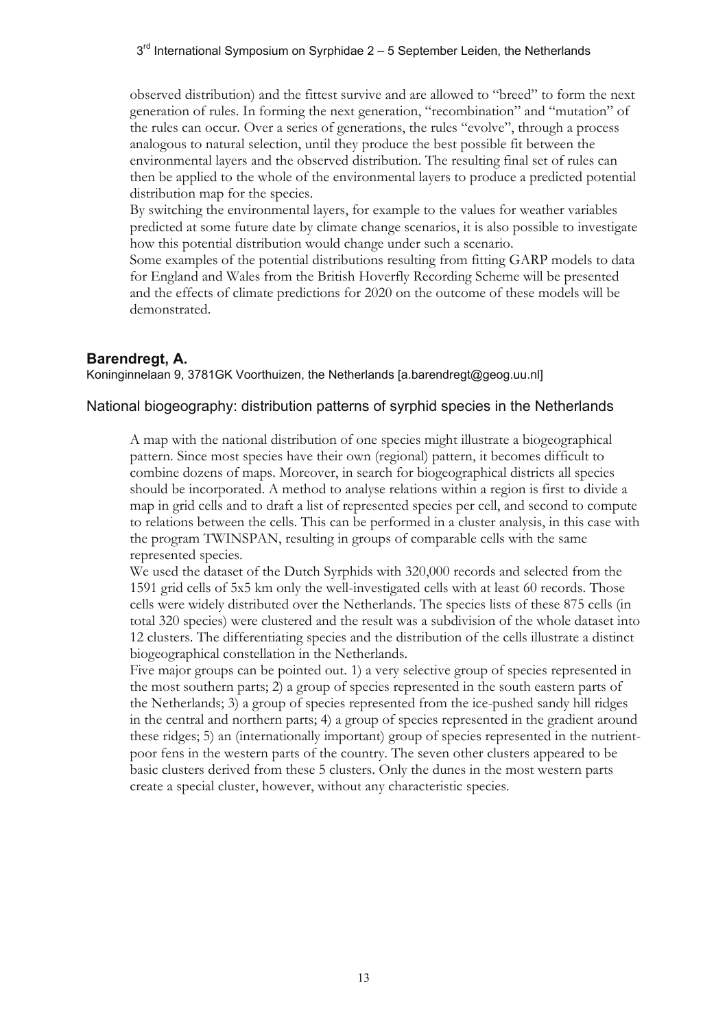observed distribution) and the fittest survive and are allowed to "breed" to form the next generation of rules. In forming the next generation, "recombination" and "mutation" of the rules can occur. Over a series of generations, the rules "evolve", through a process analogous to natural selection, until they produce the best possible fit between the environmental layers and the observed distribution. The resulting final set of rules can then be applied to the whole of the environmental layers to produce a predicted potential distribution map for the species.
By switching the environmental layers, for example to the values for weather variables predicted at some future date by climate change scenarios, it is also possible to investigate how this potential distribution would change under such a scenario.
Some examples of the potential distributions resulting from fitting GARP models to data for England and Wales from the British Hoverfly Recording Scheme will be presented and the effects of climate predictions for 2020 on the outcome of these models will be demonstrated.

## Barendregt, A.

Koninginnelaan 9, 3781GK Voorthuizen, the Netherlands [a.barendregt@geog.uu.nl]

### National biogeography: distribution patterns of syrphid species in the Netherlands

A map with the national distribution of one species might illustrate a biogeographical pattern. Since most species have their own (regional) pattern, it becomes difficult to combine dozens of maps. Moreover, in search for biogeographical districts all species should be incorporated. A method to analyse relations within a region is first to divide a map in grid cells and to draft a list of represented species per cell, and second to compute to relations between the cells. This can be performed in a cluster analysis, in this case with the program TWINSPAN, resulting in groups of comparable cells with the same represented species.
We used the dataset of the Dutch Syrphids with 320,000 records and selected from the 1591 grid cells of 5x5 km only the well-investigated cells with at least 60 records. Those cells were widely distributed over the Netherlands. The species lists of these 875 cells (in total 320 species) were clustered and the result was a subdivision of the whole dataset into 12 clusters. The differentiating species and the distribution of the cells illustrate a distinct biogeographical constellation in the Netherlands.
Five major groups can be pointed out. 1) a very selective group of species represented in the most southern parts; 2) a group of species represented in the south eastern parts of the Netherlands; 3) a group of species represented from the ice-pushed sandy hill ridges in the central and northern parts; 4) a group of species represented in the gradient around these ridges; 5) an (internationally important) group of species represented in the nutrient-poor fens in the western parts of the country. The seven other clusters appeared to be basic clusters derived from these 5 clusters. Only the dunes in the most western parts create a special cluster, however, without any characteristic species.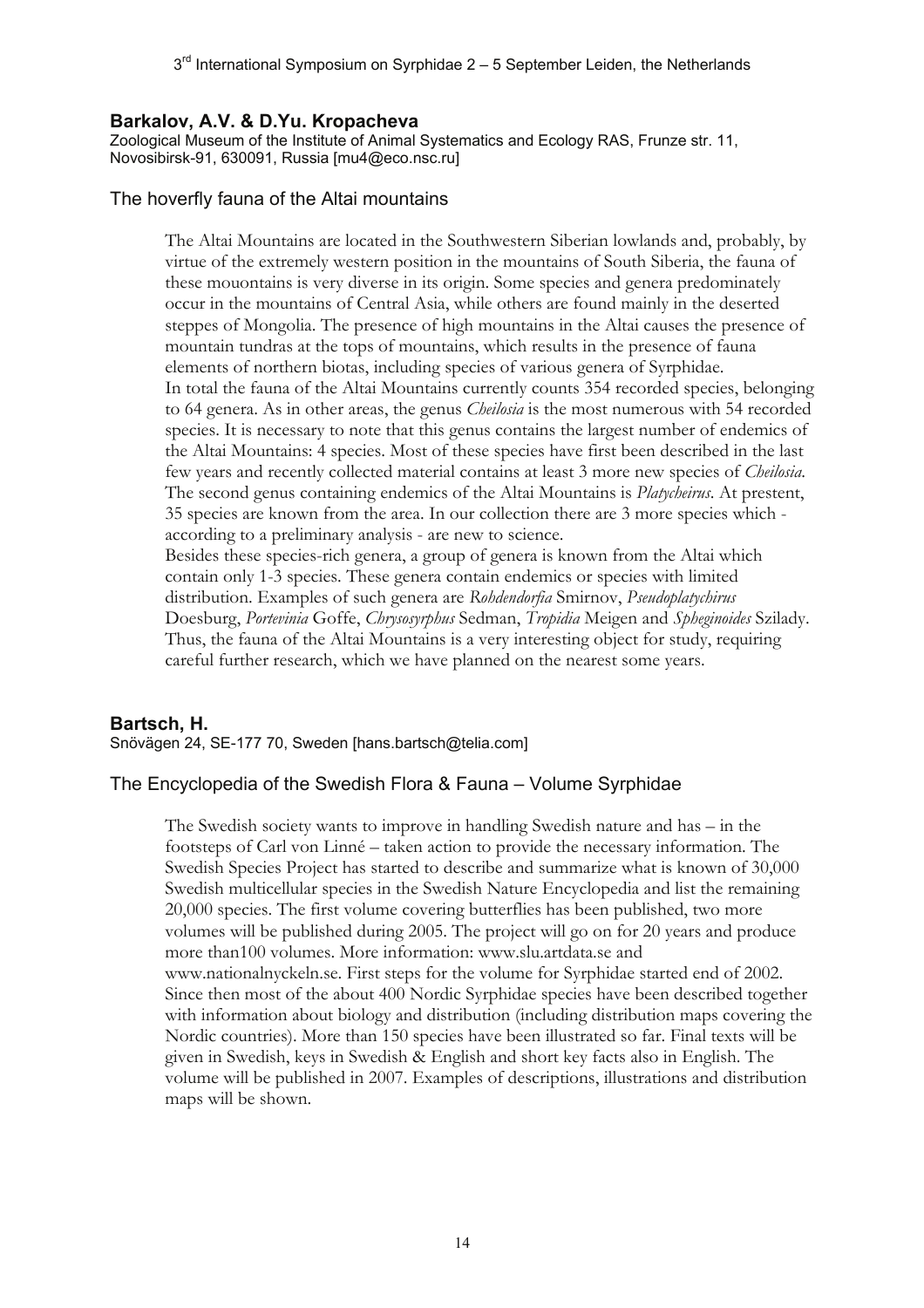**Barkalov, A.V. & D.Yu. Kropacheva**
Zoological Museum of the Institute of Animal Systematics and Ecology RAS, Frunze str. 11, Novosibirsk-91, 630091, Russia [mu4@eco.nsc.ru]

## The hoverfly fauna of the Altai mountains

The Altai Mountains are located in the Southwestern Siberian lowlands and, probably, by virtue of the extremely western position in the mountains of South Siberia, the fauna of these mouontains is very diverse in its origin. Some species and genera predominately occur in the mountains of Central Asia, while others are found mainly in the deserted steppes of Mongolia. The presence of high mountains in the Altai causes the presence of mountain tundras at the tops of mountains, which results in the presence of fauna elements of northern biotas, including species of various genera of Syrphidae.
In total the fauna of the Altai Mountains currently counts 354 recorded species, belonging to 64 genera. As in other areas, the genus *Cheilosia* is the most numerous with 54 recorded species. It is necessary to note that this genus contains the largest number of endemics of the Altai Mountains: 4 species. Most of these species have first been described in the last few years and recently collected material contains at least 3 more new species of *Cheilosia*. The second genus containing endemics of the Altai Mountains is *Platycheirus*. At prestent, 35 species are known from the area. In our collection there are 3 more species which - according to a preliminary analysis - are new to science.
Besides these species-rich genera, a group of genera is known from the Altai which contain only 1-3 species. These genera contain endemics or species with limited distribution. Examples of such genera are *Rohdendorfia* Smirnov, *Pseudoplatychirus* Doesburg, *Portevinia* Goffe, *Chrysosyrphus* Sedman, *Tropidia* Meigen and *Spheginoides* Szilady. Thus, the fauna of the Altai Mountains is a very interesting object for study, requiring careful further research, which we have planned on the nearest some years.

**Bartsch, H.**
Snövägen 24, SE-177 70, Sweden [hans.bartsch@telia.com]

## The Encyclopedia of the Swedish Flora & Fauna – Volume Syrphidae

The Swedish society wants to improve in handling Swedish nature and has – in the footsteps of Carl von Linné – taken action to provide the necessary information. The Swedish Species Project has started to describe and summarize what is known of 30,000 Swedish multicellular species in the Swedish Nature Encyclopedia and list the remaining 20,000 species. The first volume covering butterflies has been published, two more volumes will be published during 2005. The project will go on for 20 years and produce more than100 volumes. More information: www.slu.artdata.se and www.nationalnyckeln.se. First steps for the volume for Syrphidae started end of 2002. Since then most of the about 400 Nordic Syrphidae species have been described together with information about biology and distribution (including distribution maps covering the Nordic countries). More than 150 species have been illustrated so far. Final texts will be given in Swedish, keys in Swedish & English and short key facts also in English. The volume will be published in 2007. Examples of descriptions, illustrations and distribution maps will be shown.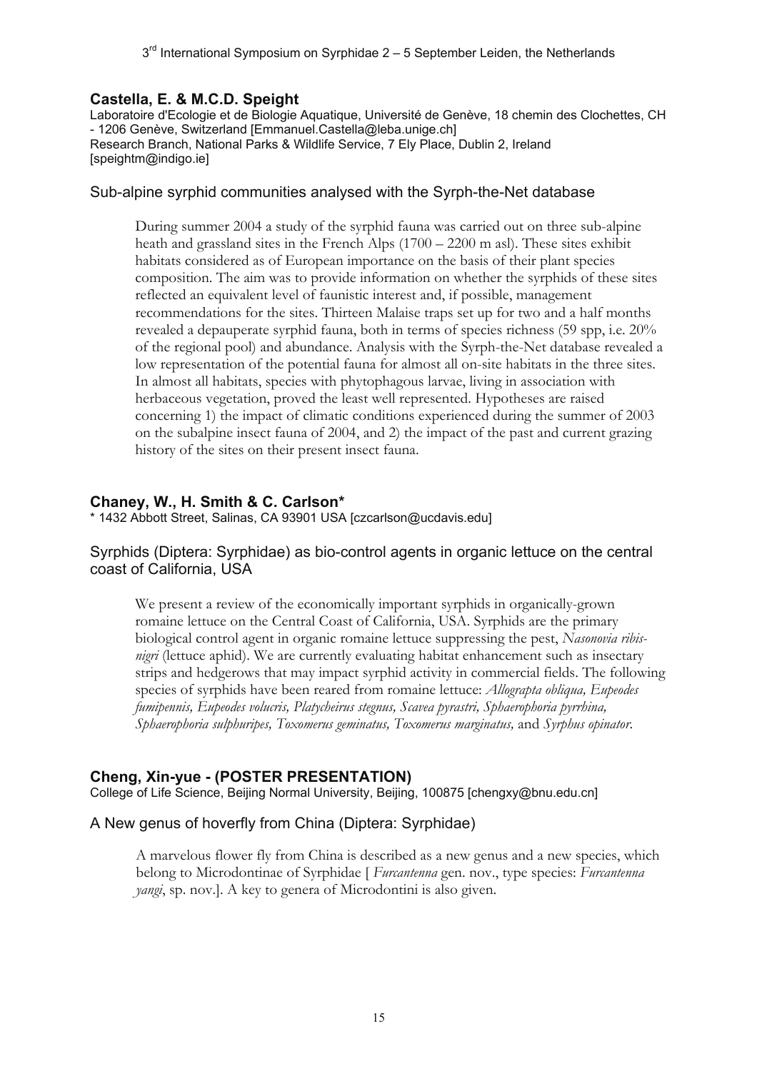## Castella, E. & M.C.D. Speight

Laboratoire d'Ecologie et de Biologie Aquatique, Université de Genève, 18 chemin des Clochettes, CH - 1206 Genève, Switzerland [Emmanuel.Castella@leba.unige.ch]
Research Branch, National Parks & Wildlife Service, 7 Ely Place, Dublin 2, Ireland [speightm@indigo.ie]

### Sub-alpine syrphid communities analysed with the Syrph-the-Net database

During summer 2004 a study of the syrphid fauna was carried out on three sub-alpine heath and grassland sites in the French Alps (1700 – 2200 m asl). These sites exhibit habitats considered as of European importance on the basis of their plant species composition. The aim was to provide information on whether the syrphids of these sites reflected an equivalent level of faunistic interest and, if possible, management recommendations for the sites. Thirteen Malaise traps set up for two and a half months revealed a depauperate syrphid fauna, both in terms of species richness (59 spp, i.e. 20% of the regional pool) and abundance. Analysis with the Syrph-the-Net database revealed a low representation of the potential fauna for almost all on-site habitats in the three sites. In almost all habitats, species with phytophagous larvae, living in association with herbaceous vegetation, proved the least well represented. Hypotheses are raised concerning 1) the impact of climatic conditions experienced during the summer of 2003 on the subalpine insect fauna of 2004, and 2) the impact of the past and current grazing history of the sites on their present insect fauna.

## Chaney, W., H. Smith & C. Carlson*

* 1432 Abbott Street, Salinas, CA 93901 USA [czcarlson@ucdavis.edu]

### Syrphids (Diptera: Syrphidae) as bio-control agents in organic lettuce on the central coast of California, USA

We present a review of the economically important syrphids in organically-grown romaine lettuce on the Central Coast of California, USA. Syrphids are the primary biological control agent in organic romaine lettuce suppressing the pest, *Nasonovia ribis-nigri* (lettuce aphid). We are currently evaluating habitat enhancement such as insectary strips and hedgerows that may impact syrphid activity in commercial fields. The following species of syrphids have been reared from romaine lettuce: *Allograpta obliqua, Eupeodes fumipennis, Eupeodes volucris, Platycheirus stegnus, Scavea pyrastri, Sphaerophoria pyrrhina, Sphaerophoria sulphuripes, Toxomerus geminatus, Toxomerus marginatus,* and *Syrphus opinator*.

## Cheng, Xin-yue - (POSTER PRESENTATION)

College of Life Science, Beijing Normal University, Beijing, 100875 [chengxy@bnu.edu.cn]

### A New genus of hoverfly from China (Diptera: Syrphidae)

A marvelous flower fly from China is described as a new genus and a new species, which belong to Microdontinae of Syrphidae [ *Furcantenna* gen. nov., type species: *Furcantenna yangi*, sp. nov.]. A key to genera of Microdontini is also given.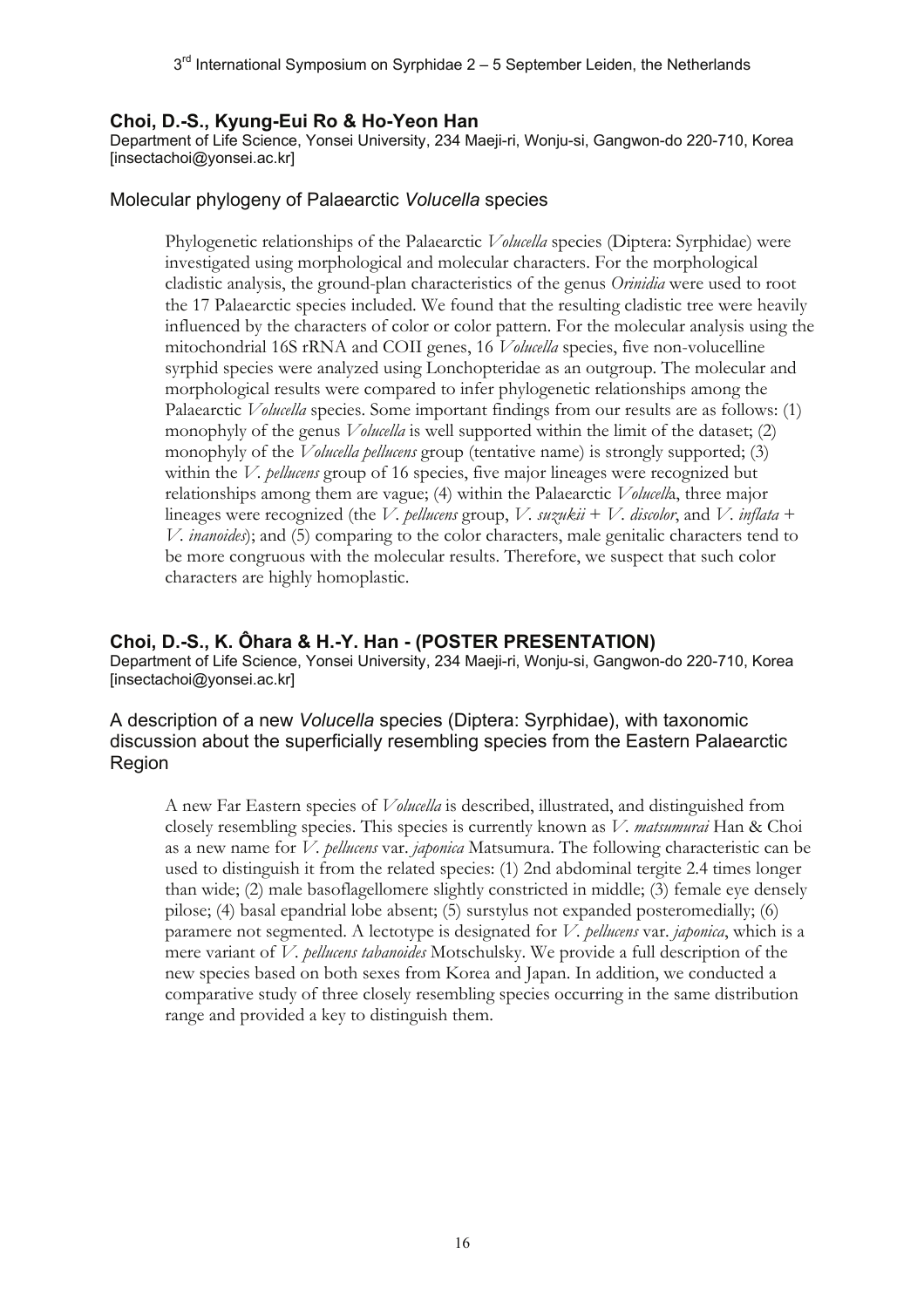### Choi, D.-S., Kyung-Eui Ro & Ho-Yeon Han

Department of Life Science, Yonsei University, 234 Maeji-ri, Wonju-si, Gangwon-do 220-710, Korea [insectachoi@yonsei.ac.kr]

#### Molecular phylogeny of Palaearctic *Volucella* species

Phylogenetic relationships of the Palaearctic *Volucella* species (Diptera: Syrphidae) were investigated using morphological and molecular characters. For the morphological cladistic analysis, the ground-plan characteristics of the genus *Orinidia* were used to root the 17 Palaearctic species included. We found that the resulting cladistic tree were heavily influenced by the characters of color or color pattern. For the molecular analysis using the mitochondrial 16S rRNA and COII genes, 16 *Volucella* species, five non-volucelline syrphid species were analyzed using Lonchopteridae as an outgroup. The molecular and morphological results were compared to infer phylogenetic relationships among the Palaearctic *Volucella* species. Some important findings from our results are as follows: (1) monophyly of the genus *Volucella* is well supported within the limit of the dataset; (2) monophyly of the *Volucella pellucens* group (tentative name) is strongly supported; (3) within the *V. pellucens* group of 16 species, five major lineages were recognized but relationships among them are vague; (4) within the Palaearctic *Volucell*a, three major lineages were recognized (the *V. pellucens* group, *V. suzukii* + *V. discolor*, and *V. inflata* + *V. inanoides*); and (5) comparing to the color characters, male genitalic characters tend to be more congruous with the molecular results. Therefore, we suspect that such color characters are highly homoplastic.

### Choi, D.-S., K. Ôhara & H.-Y. Han - (POSTER PRESENTATION)

Department of Life Science, Yonsei University, 234 Maeji-ri, Wonju-si, Gangwon-do 220-710, Korea [insectachoi@yonsei.ac.kr]

#### A description of a new *Volucella* species (Diptera: Syrphidae), with taxonomic discussion about the superficially resembling species from the Eastern Palaearctic Region

A new Far Eastern species of *Volucella* is described, illustrated, and distinguished from closely resembling species. This species is currently known as *V. matsumurai* Han & Choi as a new name for *V. pellucens* var. *japonica* Matsumura. The following characteristic can be used to distinguish it from the related species: (1) 2nd abdominal tergite 2.4 times longer than wide; (2) male basoflagellomere slightly constricted in middle; (3) female eye densely pilose; (4) basal epandrial lobe absent; (5) surstylus not expanded posteromedially; (6) paramere not segmented. A lectotype is designated for *V. pellucens* var. *japonica*, which is a mere variant of *V. pellucens tabanoides* Motschulsky. We provide a full description of the new species based on both sexes from Korea and Japan. In addition, we conducted a comparative study of three closely resembling species occurring in the same distribution range and provided a key to distinguish them.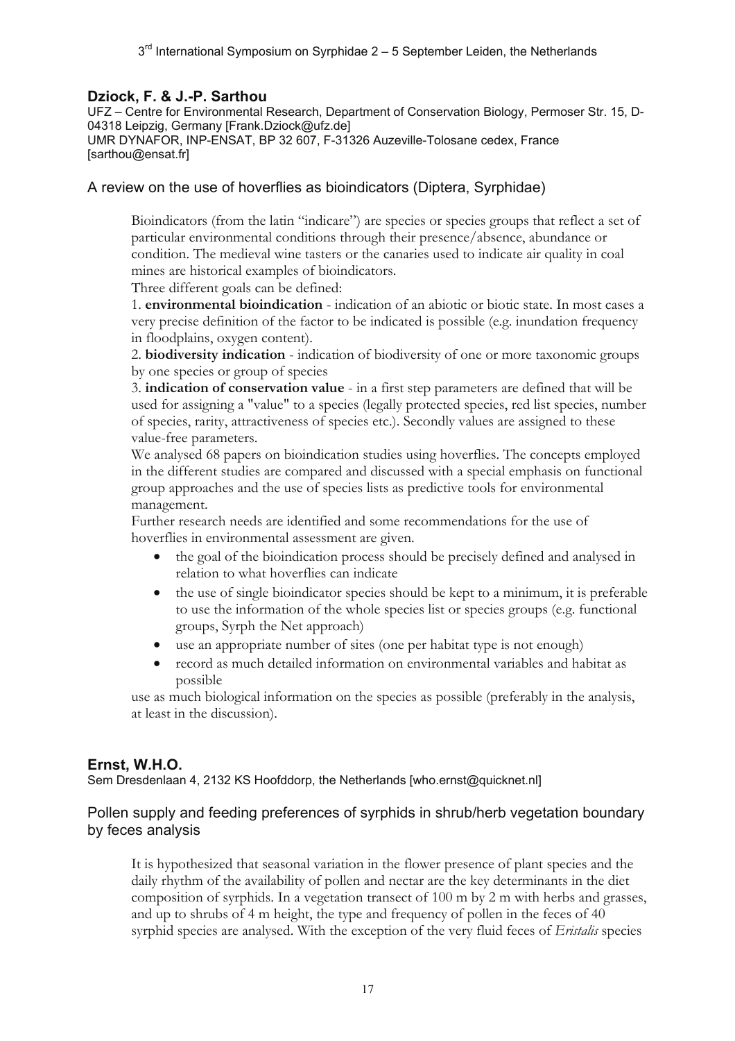## Dziock, F. & J.-P. Sarthou

UFZ – Centre for Environmental Research, Department of Conservation Biology, Permoser Str. 15, D-04318 Leipzig, Germany [Frank.Dziock@ufz.de]
UMR DYNAFOR, INP-ENSAT, BP 32 607, F-31326 Auzeville-Tolosane cedex, France [sarthou@ensat.fr]

### A review on the use of hoverflies as bioindicators (Diptera, Syrphidae)

Bioindicators (from the latin "indicare") are species or species groups that reflect a set of particular environmental conditions through their presence/absence, abundance or condition. The medieval wine tasters or the canaries used to indicate air quality in coal mines are historical examples of bioindicators.

Three different goals can be defined:

1. **environmental bioindication** - indication of an abiotic or biotic state. In most cases a very precise definition of the factor to be indicated is possible (e.g. inundation frequency in floodplains, oxygen content).
2. **biodiversity indication** - indication of biodiversity of one or more taxonomic groups by one species or group of species
3. **indication of conservation value** - in a first step parameters are defined that will be used for assigning a "value" to a species (legally protected species, red list species, number of species, rarity, attractiveness of species etc.). Secondly values are assigned to these value-free parameters.

We analysed 68 papers on bioindication studies using hoverflies. The concepts employed in the different studies are compared and discussed with a special emphasis on functional group approaches and the use of species lists as predictive tools for environmental management.

Further research needs are identified and some recommendations for the use of hoverflies in environmental assessment are given.

- the goal of the bioindication process should be precisely defined and analysed in relation to what hoverflies can indicate
- the use of single bioindicator species should be kept to a minimum, it is preferable to use the information of the whole species list or species groups (e.g. functional groups, Syrph the Net approach)
- use an appropriate number of sites (one per habitat type is not enough)
- record as much detailed information on environmental variables and habitat as possible

use as much biological information on the species as possible (preferably in the analysis, at least in the discussion).

## Ernst, W.H.O.

Sem Dresdenlaan 4, 2132 KS Hoofddorp, the Netherlands [who.ernst@quicknet.nl]

### Pollen supply and feeding preferences of syrphids in shrub/herb vegetation boundary by feces analysis

It is hypothesized that seasonal variation in the flower presence of plant species and the daily rhythm of the availability of pollen and nectar are the key determinants in the diet composition of syrphids. In a vegetation transect of 100 m by 2 m with herbs and grasses, and up to shrubs of 4 m height, the type and frequency of pollen in the feces of 40 syrphid species are analysed. With the exception of the very fluid feces of *Eristalis* species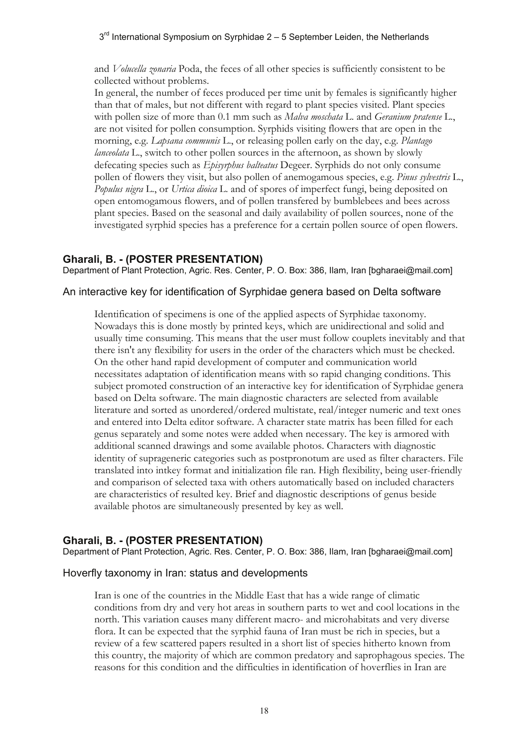and *Volucella zonaria* Poda, the feces of all other species is sufficiently consistent to be collected without problems.

In general, the number of feces produced per time unit by females is significantly higher than that of males, but not different with regard to plant species visited. Plant species with pollen size of more than 0.1 mm such as *Malva moschata* L. and *Geranium pratense* L., are not visited for pollen consumption. Syrphids visiting flowers that are open in the morning, e.g. *Lapsana communis* L., or releasing pollen early on the day, e.g. *Plantago lanceolata* L., switch to other pollen sources in the afternoon, as shown by slowly defecating species such as *Episyrphus balteatus* Degeer. Syrphids do not only consume pollen of flowers they visit, but also pollen of anemogamous species, e.g. *Pinus sylvestris* L., *Populus nigra* L., or *Urtica dioica* L. and of spores of imperfect fungi, being deposited on open entomogamous flowers, and of pollen transfered by bumblebees and bees across plant species. Based on the seasonal and daily availability of pollen sources, none of the investigated syrphid species has a preference for a certain pollen source of open flowers.

## Gharali, B. - (POSTER PRESENTATION)

Department of Plant Protection, Agric. Res. Center, P. O. Box: 386, Ilam, Iran [bgharaei@mail.com]

### An interactive key for identification of Syrphidae genera based on Delta software

Identification of specimens is one of the applied aspects of Syrphidae taxonomy. Nowadays this is done mostly by printed keys, which are unidirectional and solid and usually time consuming. This means that the user must follow couplets inevitably and that there isn't any flexibility for users in the order of the characters which must be checked. On the other hand rapid development of computer and communication world necessitates adaptation of identification means with so rapid changing conditions. This subject promoted construction of an interactive key for identification of Syrphidae genera based on Delta software. The main diagnostic characters are selected from available literature and sorted as unordered/ordered multistate, real/integer numeric and text ones and entered into Delta editor software. A character state matrix has been filled for each genus separately and some notes were added when necessary. The key is armored with additional scanned drawings and some available photos. Characters with diagnostic identity of suprageneric categories such as postpronotum are used as filter characters. File translated into intkey format and initialization file ran. High flexibility, being user-friendly and comparison of selected taxa with others automatically based on included characters are characteristics of resulted key. Brief and diagnostic descriptions of genus beside available photos are simultaneously presented by key as well.

## Gharali, B. - (POSTER PRESENTATION)

Department of Plant Protection, Agric. Res. Center, P. O. Box: 386, Ilam, Iran [bgharaei@mail.com]

### Hoverfly taxonomy in Iran: status and developments

Iran is one of the countries in the Middle East that has a wide range of climatic conditions from dry and very hot areas in southern parts to wet and cool locations in the north. This variation causes many different macro- and microhabitats and very diverse flora. It can be expected that the syrphid fauna of Iran must be rich in species, but a review of a few scattered papers resulted in a short list of species hitherto known from this country, the majority of which are common predatory and saprophagous species. The reasons for this condition and the difficulties in identification of hoverflies in Iran are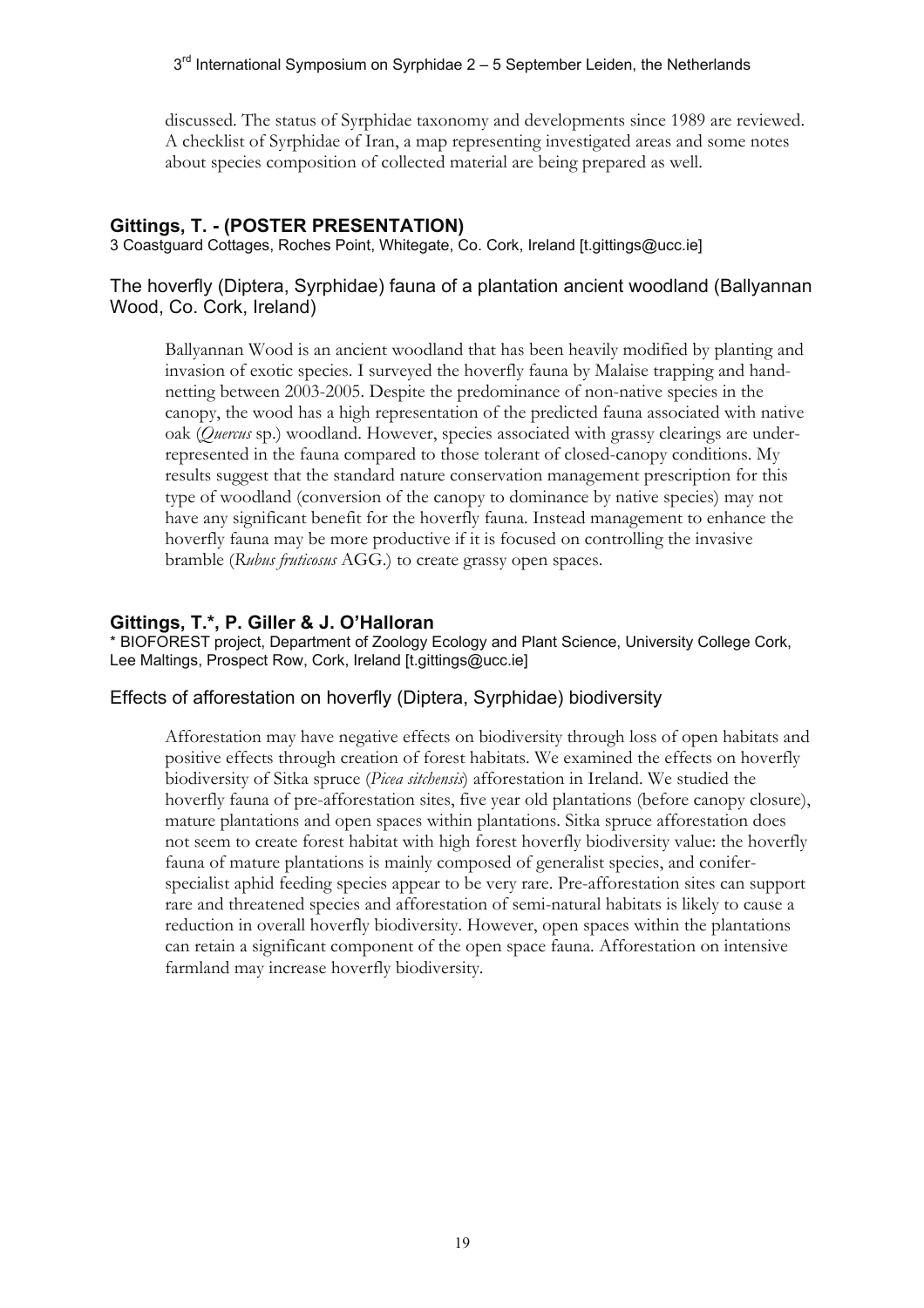discussed. The status of Syrphidae taxonomy and developments since 1989 are reviewed. A checklist of Syrphidae of Iran, a map representing investigated areas and some notes about species composition of collected material are being prepared as well.

### Gittings, T. - (POSTER PRESENTATION)

3 Coastguard Cottages, Roches Point, Whitegate, Co. Cork, Ireland [t.gittings@ucc.ie]

#### The hoverfly (Diptera, Syrphidae) fauna of a plantation ancient woodland (Ballyannan Wood, Co. Cork, Ireland)

Ballyannan Wood is an ancient woodland that has been heavily modified by planting and invasion of exotic species. I surveyed the hoverfly fauna by Malaise trapping and hand-netting between 2003-2005. Despite the predominance of non-native species in the canopy, the wood has a high representation of the predicted fauna associated with native oak (*Quercus* sp.) woodland. However, species associated with grassy clearings are under-represented in the fauna compared to those tolerant of closed-canopy conditions. My results suggest that the standard nature conservation management prescription for this type of woodland (conversion of the canopy to dominance by native species) may not have any significant benefit for the hoverfly fauna. Instead management to enhance the hoverfly fauna may be more productive if it is focused on controlling the invasive bramble (*Rubus fruticosus* AGG.) to create grassy open spaces.

### Gittings, T.*, P. Giller & J. O'Halloran

* BIOFOREST project, Department of Zoology Ecology and Plant Science, University College Cork, Lee Maltings, Prospect Row, Cork, Ireland [t.gittings@ucc.ie]

#### Effects of afforestation on hoverfly (Diptera, Syrphidae) biodiversity

Afforestation may have negative effects on biodiversity through loss of open habitats and positive effects through creation of forest habitats. We examined the effects on hoverfly biodiversity of Sitka spruce (*Picea sitchensis*) afforestation in Ireland. We studied the hoverfly fauna of pre-afforestation sites, five year old plantations (before canopy closure), mature plantations and open spaces within plantations. Sitka spruce afforestation does not seem to create forest habitat with high forest hoverfly biodiversity value: the hoverfly fauna of mature plantations is mainly composed of generalist species, and conifer-specialist aphid feeding species appear to be very rare. Pre-afforestation sites can support rare and threatened species and afforestation of semi-natural habitats is likely to cause a reduction in overall hoverfly biodiversity. However, open spaces within the plantations can retain a significant component of the open space fauna. Afforestation on intensive farmland may increase hoverfly biodiversity.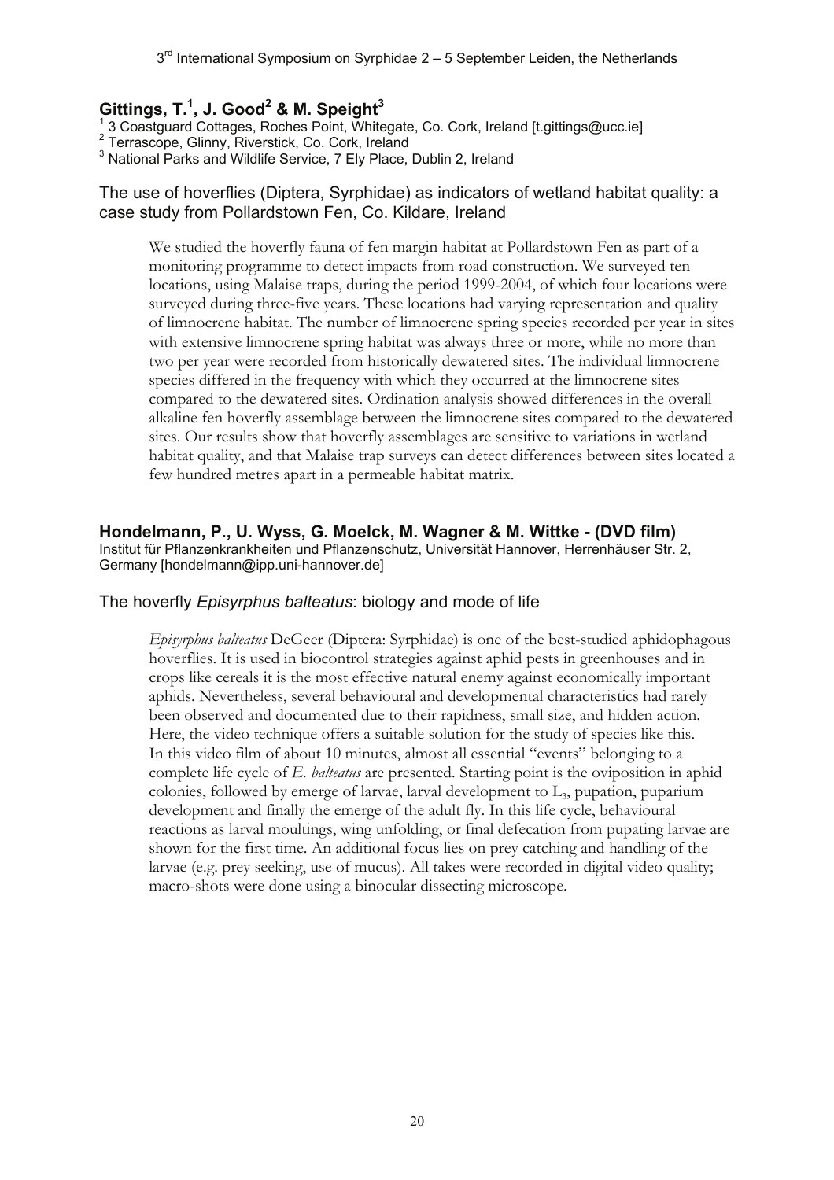**Gittings, T.[1], J. Good[2] & M. Speight[3]**

[1] 3 Coastguard Cottages, Roches Point, Whitegate, Co. Cork, Ireland [t.gittings@ucc.ie]
[2] Terrascope, Glinny, Riverstick, Co. Cork, Ireland
[3] National Parks and Wildlife Service, 7 Ely Place, Dublin 2, Ireland

### The use of hoverflies (Diptera, Syrphidae) as indicators of wetland habitat quality: a case study from Pollardstown Fen, Co. Kildare, Ireland

We studied the hoverfly fauna of fen margin habitat at Pollardstown Fen as part of a monitoring programme to detect impacts from road construction. We surveyed ten locations, using Malaise traps, during the period 1999-2004, of which four locations were surveyed during three-five years. These locations had varying representation and quality of limnocrene habitat. The number of limnocrene spring species recorded per year in sites with extensive limnocrene spring habitat was always three or more, while no more than two per year were recorded from historically dewatered sites. The individual limnocrene species differed in the frequency with which they occurred at the limnocrene sites compared to the dewatered sites. Ordination analysis showed differences in the overall alkaline fen hoverfly assemblage between the limnocrene sites compared to the dewatered sites. Our results show that hoverfly assemblages are sensitive to variations in wetland habitat quality, and that Malaise trap surveys can detect differences between sites located a few hundred metres apart in a permeable habitat matrix.

**Hondelmann, P., U. Wyss, G. Moelck, M. Wagner & M. Wittke - (DVD film)**
Institut für Pflanzenkrankheiten und Pflanzenschutz, Universität Hannover, Herrenhäuser Str. 2, Germany [hondelmann@ipp.uni-hannover.de]

### The hoverfly *Episyrphus balteatus*: biology and mode of life

*Episyrphus balteatus* DeGeer (Diptera: Syrphidae) is one of the best-studied aphidophagous hoverflies. It is used in biocontrol strategies against aphid pests in greenhouses and in crops like cereals it is the most effective natural enemy against economically important aphids. Nevertheless, several behavioural and developmental characteristics had rarely been observed and documented due to their rapidness, small size, and hidden action. Here, the video technique offers a suitable solution for the study of species like this. In this video film of about 10 minutes, almost all essential "events" belonging to a complete life cycle of *E. balteatus* are presented. Starting point is the oviposition in aphid colonies, followed by emerge of larvae, larval development to $L_3$, pupation, puparium development and finally the emerge of the adult fly. In this life cycle, behavioural reactions as larval moultings, wing unfolding, or final defecation from pupating larvae are shown for the first time. An additional focus lies on prey catching and handling of the larvae (e.g. prey seeking, use of mucus). All takes were recorded in digital video quality; macro-shots were done using a binocular dissecting microscope.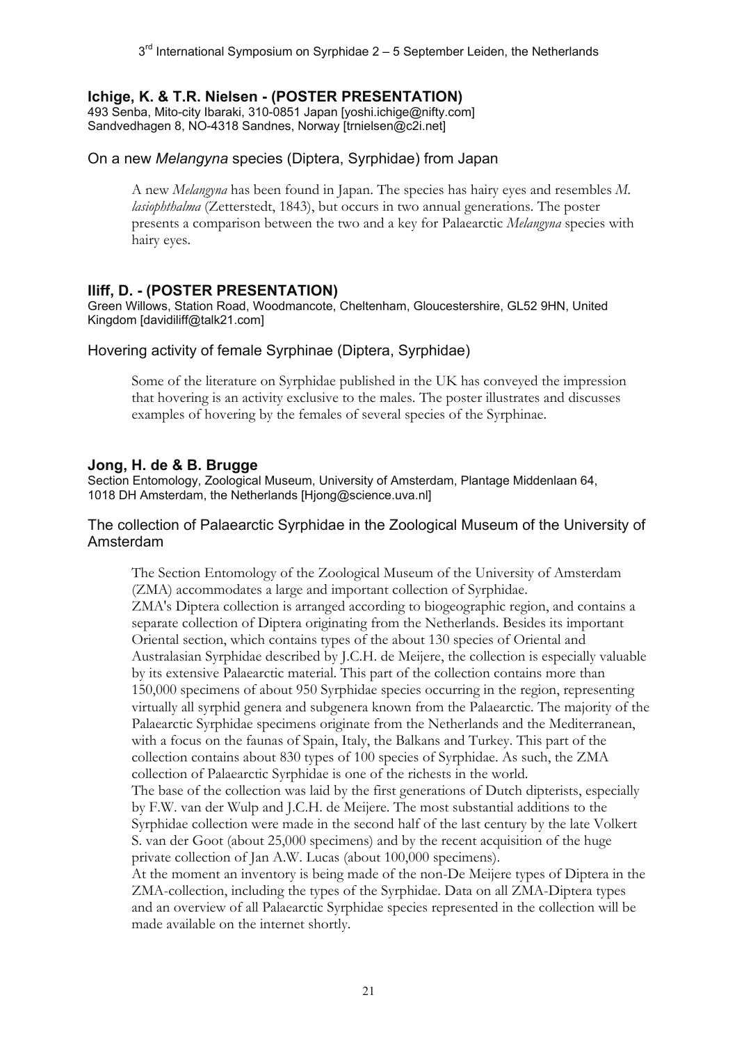### Ichige, K. & T.R. Nielsen - (POSTER PRESENTATION)

493 Senba, Mito-city Ibaraki, 310-0851 Japan [yoshi.ichige@nifty.com]
Sandvedhagen 8, NO-4318 Sandnes, Norway [trnielsen@c2i.net]

#### On a new *Melangyna* species (Diptera, Syrphidae) from Japan

A new *Melangyna* has been found in Japan. The species has hairy eyes and resembles *M. lasiophthalma* (Zetterstedt, 1843), but occurs in two annual generations. The poster presents a comparison between the two and a key for Palaearctic *Melangyna* species with hairy eyes.

### Iliff, D. - (POSTER PRESENTATION)

Green Willows, Station Road, Woodmancote, Cheltenham, Gloucestershire, GL52 9HN, United Kingdom [davidiliff@talk21.com]

#### Hovering activity of female Syrphinae (Diptera, Syrphidae)

Some of the literature on Syrphidae published in the UK has conveyed the impression that hovering is an activity exclusive to the males. The poster illustrates and discusses examples of hovering by the females of several species of the Syrphinae.

### Jong, H. de & B. Brugge

Section Entomology, Zoological Museum, University of Amsterdam, Plantage Middenlaan 64, 1018 DH Amsterdam, the Netherlands [Hjong@science.uva.nl]

#### The collection of Palaearctic Syrphidae in the Zoological Museum of the University of Amsterdam

The Section Entomology of the Zoological Museum of the University of Amsterdam (ZMA) accommodates a large and important collection of Syrphidae.
ZMA's Diptera collection is arranged according to biogeographic region, and contains a separate collection of Diptera originating from the Netherlands. Besides its important Oriental section, which contains types of the about 130 species of Oriental and Australasian Syrphidae described by J.C.H. de Meijere, the collection is especially valuable by its extensive Palaearctic material. This part of the collection contains more than 150,000 specimens of about 950 Syrphidae species occurring in the region, representing virtually all syrphid genera and subgenera known from the Palaearctic. The majority of the Palaearctic Syrphidae specimens originate from the Netherlands and the Mediterranean, with a focus on the faunas of Spain, Italy, the Balkans and Turkey. This part of the collection contains about 830 types of 100 species of Syrphidae. As such, the ZMA collection of Palaearctic Syrphidae is one of the richests in the world.
The base of the collection was laid by the first generations of Dutch dipterists, especially by F.W. van der Wulp and J.C.H. de Meijere. The most substantial additions to the Syrphidae collection were made in the second half of the last century by the late Volkert S. van der Goot (about 25,000 specimens) and by the recent acquisition of the huge private collection of Jan A.W. Lucas (about 100,000 specimens).
At the moment an inventory is being made of the non-De Meijere types of Diptera in the ZMA-collection, including the types of the Syrphidae. Data on all ZMA-Diptera types and an overview of all Palaearctic Syrphidae species represented in the collection will be made available on the internet shortly.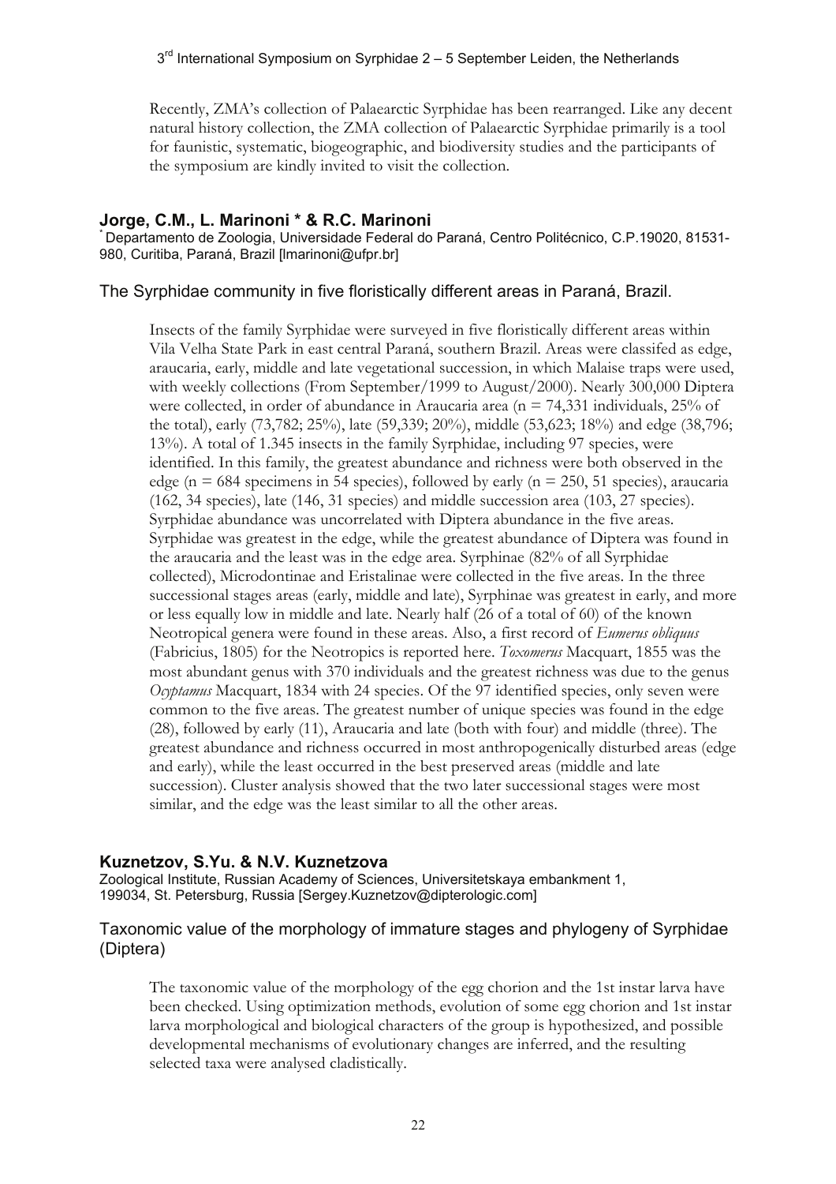Recently, ZMA's collection of Palaearctic Syrphidae has been rearranged. Like any decent natural history collection, the ZMA collection of Palaearctic Syrphidae primarily is a tool for faunistic, systematic, biogeographic, and biodiversity studies and the participants of the symposium are kindly invited to visit the collection.

## Jorge, C.M., L. Marinoni * & R.C. Marinoni

* Departamento de Zoologia, Universidade Federal do Paraná, Centro Politécnico, C.P.19020, 81531-980, Curitiba, Paraná, Brazil [lmarinoni@ufpr.br]

### The Syrphidae community in five floristically different areas in Paraná, Brazil.

Insects of the family Syrphidae were surveyed in five floristically different areas within Vila Velha State Park in east central Paraná, southern Brazil. Areas were classifed as edge, araucaria, early, middle and late vegetational succession, in which Malaise traps were used, with weekly collections (From September/1999 to August/2000). Nearly 300,000 Diptera were collected, in order of abundance in Araucaria area (n = 74,331 individuals, 25% of the total), early (73,782; 25%), late (59,339; 20%), middle (53,623; 18%) and edge (38,796; 13%). A total of 1.345 insects in the family Syrphidae, including 97 species, were identified. In this family, the greatest abundance and richness were both observed in the edge (n = 684 specimens in 54 species), followed by early (n = 250, 51 species), araucaria (162, 34 species), late (146, 31 species) and middle succession area (103, 27 species). Syrphidae abundance was uncorrelated with Diptera abundance in the five areas. Syrphidae was greatest in the edge, while the greatest abundance of Diptera was found in the araucaria and the least was in the edge area. Syrphinae (82% of all Syrphidae collected), Microdontinae and Eristalinae were collected in the five areas. In the three successional stages areas (early, middle and late), Syrphinae was greatest in early, and more or less equally low in middle and late. Nearly half (26 of a total of 60) of the known Neotropical genera were found in these areas. Also, a first record of *Eumerus obliquus* (Fabricius, 1805) for the Neotropics is reported here. *Toxomerus* Macquart, 1855 was the most abundant genus with 370 individuals and the greatest richness was due to the genus *Ocyptamus* Macquart, 1834 with 24 species. Of the 97 identified species, only seven were common to the five areas. The greatest number of unique species was found in the edge (28), followed by early (11), Araucaria and late (both with four) and middle (three). The greatest abundance and richness occurred in most anthropogenically disturbed areas (edge and early), while the least occurred in the best preserved areas (middle and late succession). Cluster analysis showed that the two later successional stages were most similar, and the edge was the least similar to all the other areas.

## Kuznetzov, S.Yu. & N.V. Kuznetzova

Zoological Institute, Russian Academy of Sciences, Universitetskaya embankment 1, 199034, St. Petersburg, Russia [Sergey.Kuznetzov@dipterologic.com]

### Taxonomic value of the morphology of immature stages and phylogeny of Syrphidae (Diptera)

The taxonomic value of the morphology of the egg chorion and the 1st instar larva have been checked. Using optimization methods, evolution of some egg chorion and 1st instar larva morphological and biological characters of the group is hypothesized, and possible developmental mechanisms of evolutionary changes are inferred, and the resulting selected taxa were analysed cladistically.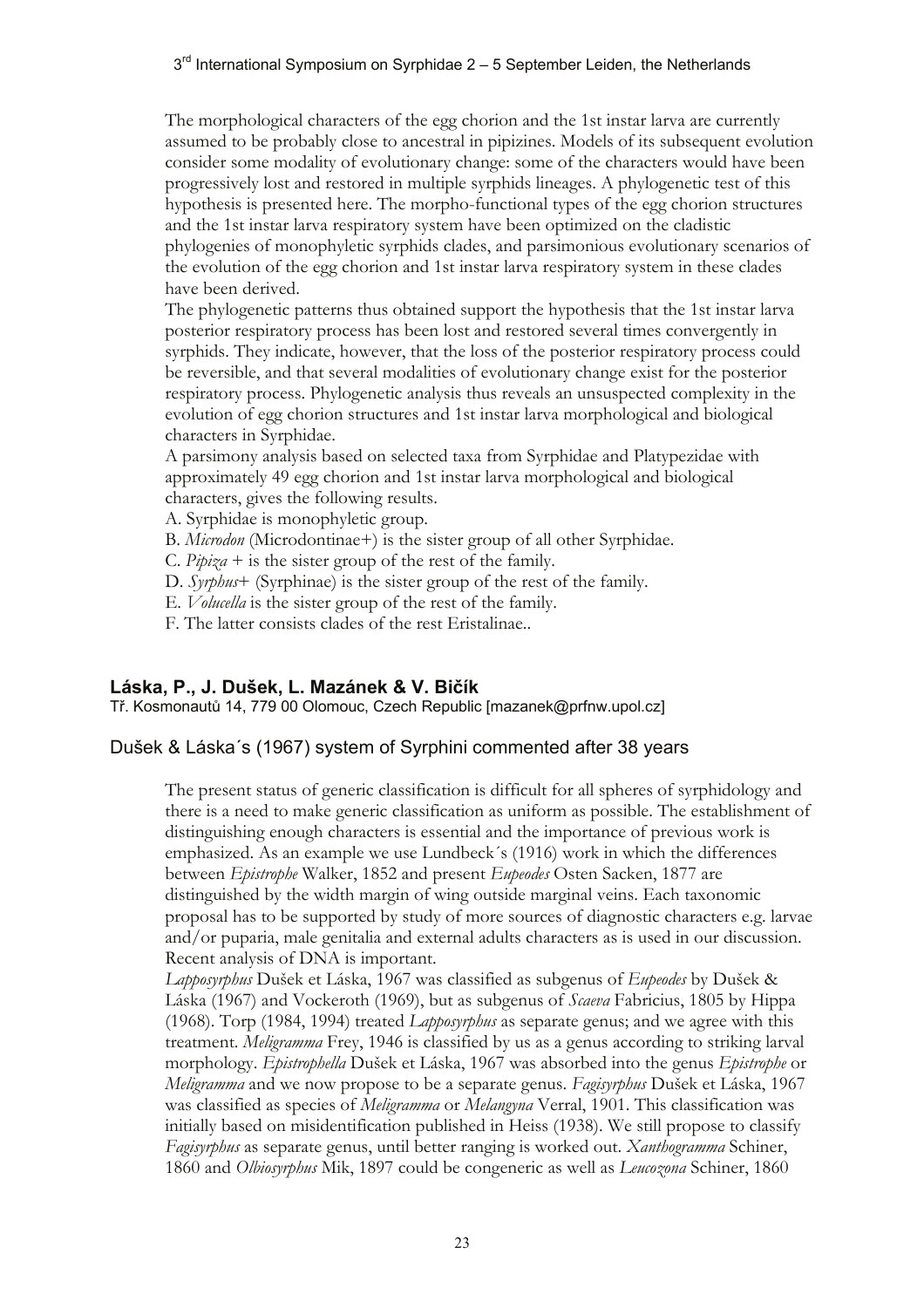The morphological characters of the egg chorion and the 1st instar larva are currently assumed to be probably close to ancestral in pipizines. Models of its subsequent evolution consider some modality of evolutionary change: some of the characters would have been progressively lost and restored in multiple syrphids lineages. A phylogenetic test of this hypothesis is presented here. The morpho-functional types of the egg chorion structures and the 1st instar larva respiratory system have been optimized on the cladistic phylogenies of monophyletic syrphids clades, and parsimonious evolutionary scenarios of the evolution of the egg chorion and 1st instar larva respiratory system in these clades have been derived.

The phylogenetic patterns thus obtained support the hypothesis that the 1st instar larva posterior respiratory process has been lost and restored several times convergently in syrphids. They indicate, however, that the loss of the posterior respiratory process could be reversible, and that several modalities of evolutionary change exist for the posterior respiratory process. Phylogenetic analysis thus reveals an unsuspected complexity in the evolution of egg chorion structures and 1st instar larva morphological and biological characters in Syrphidae.

A parsimony analysis based on selected taxa from Syrphidae and Platypezidae with approximately 49 egg chorion and 1st instar larva morphological and biological characters, gives the following results.

A. Syrphidae is monophyletic group.
B. *Microdon* (Microdontinae+) is the sister group of all other Syrphidae.
C. *Pipiza* + is the sister group of the rest of the family.
D. *Syrphus*+ (Syrphinae) is the sister group of the rest of the family.
E. *Volucella* is the sister group of the rest of the family.
F. The latter consists clades of the rest Eristalinae..

## Láska, P., J. Dušek, L. Mazánek & V. Bičík

Tř. Kosmonautů 14, 779 00 Olomouc, Czech Republic [mazanek@prfnw.upol.cz]

### Dušek & Láska´s (1967) system of Syrphini commented after 38 years

The present status of generic classification is difficult for all spheres of syrphidology and there is a need to make generic classification as uniform as possible. The establishment of distinguishing enough characters is essential and the importance of previous work is emphasized. As an example we use Lundbeck´s (1916) work in which the differences between *Epistrophe* Walker, 1852 and present *Eupeodes* Osten Sacken, 1877 are distinguished by the width margin of wing outside marginal veins. Each taxonomic proposal has to be supported by study of more sources of diagnostic characters e.g. larvae and/or puparia, male genitalia and external adults characters as is used in our discussion. Recent analysis of DNA is important.

*Lapposyrphus* Dušek et Láska, 1967 was classified as subgenus of *Eupeodes* by Dušek & Láska (1967) and Vockeroth (1969), but as subgenus of *Scaeva* Fabricius, 1805 by Hippa (1968). Torp (1984, 1994) treated *Lapposyrphus* as separate genus; and we agree with this treatment. *Meligramma* Frey, 1946 is classified by us as a genus according to striking larval morphology. *Epistrophella* Dušek et Láska, 1967 was absorbed into the genus *Epistrophe* or *Meligramma* and we now propose to be a separate genus. *Fagisyrphus* Dušek et Láska, 1967 was classified as species of *Meligramma* or *Melangyna* Verral, 1901. This classification was initially based on misidentification published in Heiss (1938). We still propose to classify *Fagisyrphus* as separate genus, until better ranging is worked out. *Xanthogramma* Schiner, 1860 and *Olbiosyrphus* Mik, 1897 could be congeneric as well as *Leucozona* Schiner, 1860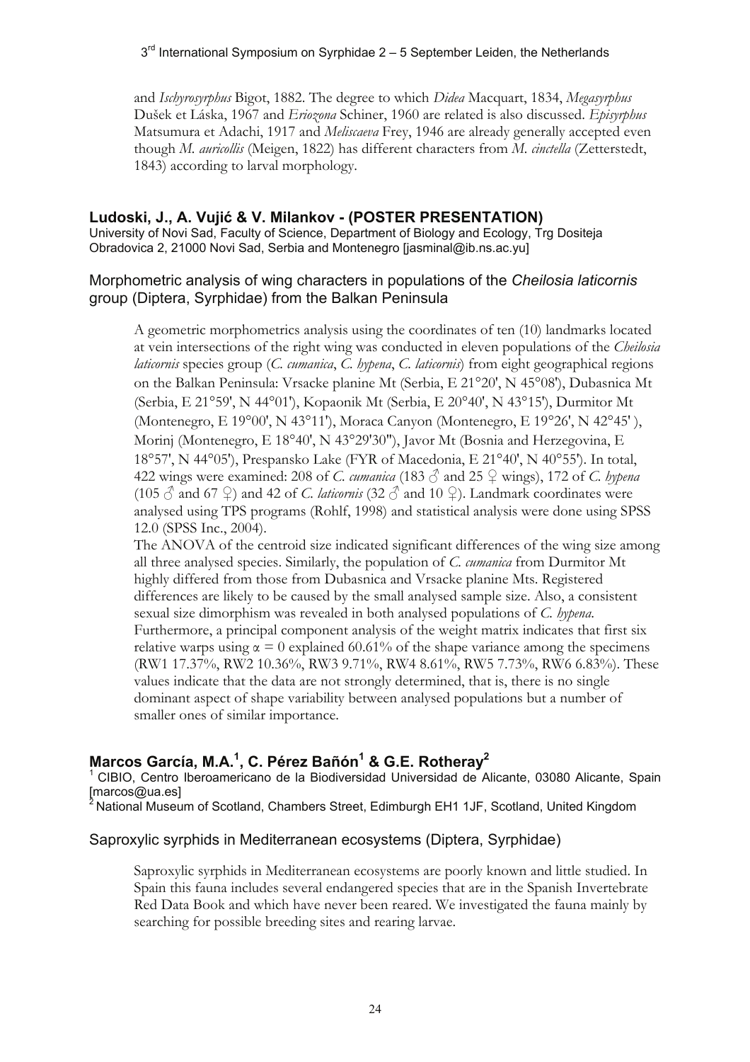and *Ischyrosyrphus* Bigot, 1882. The degree to which *Didea* Macquart, 1834, *Megasyrphus* Dušek et Láska, 1967 and *Eriozona* Schiner, 1960 are related is also discussed. *Episyrphus* Matsumura et Adachi, 1917 and *Meliscaeva* Frey, 1946 are already generally accepted even though *M. auricollis* (Meigen, 1822) has different characters from *M. cinctella* (Zetterstedt, 1843) according to larval morphology.

### Ludoski, J., A. Vujić & V. Milankov - (POSTER PRESENTATION)

University of Novi Sad, Faculty of Science, Department of Biology and Ecology, Trg Dositeja Obradovica 2, 21000 Novi Sad, Serbia and Montenegro [jasminal@ib.ns.ac.yu]

#### Morphometric analysis of wing characters in populations of the *Cheilosia laticornis* group (Diptera, Syrphidae) from the Balkan Peninsula

A geometric morphometrics analysis using the coordinates of ten (10) landmarks located at vein intersections of the right wing was conducted in eleven populations of the *Cheilosia laticornis* species group (*C. cumanica*, *C. hypena*, *C. laticornis*) from eight geographical regions on the Balkan Peninsula: Vrsacke planine Mt (Serbia, E 21°20', N 45°08'), Dubasnica Mt (Serbia, E 21°59', N 44°01'), Kopaonik Mt (Serbia, E 20°40', N 43°15'), Durmitor Mt (Montenegro, E 19°00', N 43°11'), Moraca Canyon (Montenegro, E 19°26', N 42°45'), Morinj (Montenegro, E 18°40', N 43°29'30''), Javor Mt (Bosnia and Herzegovina, E 18°57', N 44°05'), Prespansko Lake (FYR of Macedonia, E 21°40', N 40°55'). In total, 422 wings were examined: 208 of *C. cumanica* (183 ♂ and 25 ♀ wings), 172 of *C. hypena* (105 ♂ and 67 ♀) and 42 of *C. laticornis* (32 ♂ and 10 ♀). Landmark coordinates were analysed using TPS programs (Rohlf, 1998) and statistical analysis were done using SPSS 12.0 (SPSS Inc., 2004).

The ANOVA of the centroid size indicated significant differences of the wing size among all three analysed species. Similarly, the population of *C. cumanica* from Durmitor Mt highly differed from those from Dubasnica and Vrsacke planine Mts. Registered differences are likely to be caused by the small analysed sample size. Also, a consistent sexual size dimorphism was revealed in both analysed populations of *C. hypena*. Furthermore, a principal component analysis of the weight matrix indicates that first six relative warps using $\alpha = 0$ explained 60.61% of the shape variance among the specimens (RW1 17.37%, RW2 10.36%, RW3 9.71%, RW4 8.61%, RW5 7.73%, RW6 6.83%). These values indicate that the data are not strongly determined, that is, there is no single dominant aspect of shape variability between analysed populations but a number of smaller ones of similar importance.

### Marcos García, M.A.[1], C. Pérez Bañón[1] & G.E. Rotheray[2]

[1] CIBIO, Centro Iberoamericano de la Biodiversidad Universidad de Alicante, 03080 Alicante, Spain [marcos@ua.es]
[2] National Museum of Scotland, Chambers Street, Edimburgh EH1 1JF, Scotland, United Kingdom

#### Saproxylic syrphids in Mediterranean ecosystems (Diptera, Syrphidae)

Saproxylic syrphids in Mediterranean ecosystems are poorly known and little studied. In Spain this fauna includes several endangered species that are in the Spanish Invertebrate Red Data Book and which have never been reared. We investigated the fauna mainly by searching for possible breeding sites and rearing larvae.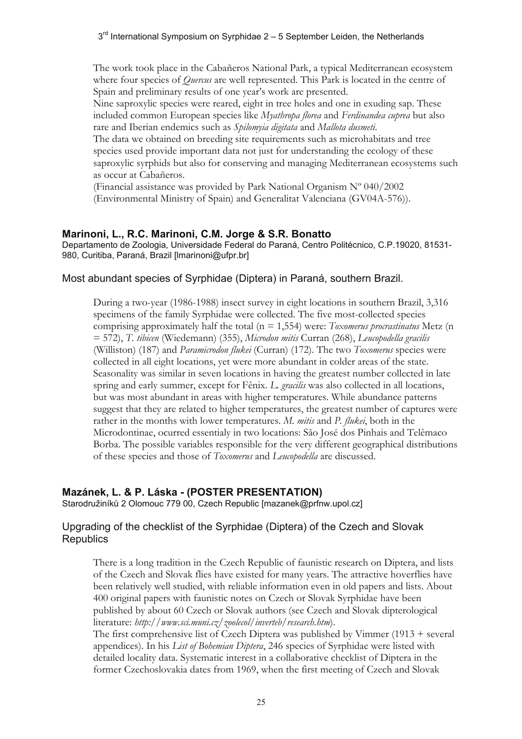The work took place in the Cabañeros National Park, a typical Mediterranean ecosystem where four species of *Quercus* are well represented. This Park is located in the centre of Spain and preliminary results of one year's work are presented.
Nine saproxylic species were reared, eight in tree holes and one in exuding sap. These included common European species like *Myathropa florea* and *Ferdinandea cuprea* but also rare and Iberian endemics such as *Spilomyia digitata* and *Mallota dusmeti*.
The data we obtained on breeding site requirements such as microhabitats and tree species used provide important data not just for understanding the ecology of these saproxylic syrphids but also for conserving and managing Mediterranean ecosystems such as occur at Cabañeros.
(Financial assistance was provided by Park National Organism Nº 040/2002 (Environmental Ministry of Spain) and Generalitat Valenciana (GV04A-576)).

### Marinoni, L., R.C. Marinoni, C.M. Jorge & S.R. Bonatto

Departamento de Zoologia, Universidade Federal do Paraná, Centro Politécnico, C.P.19020, 81531-980, Curitiba, Paraná, Brazil [lmarinoni@ufpr.br]

#### Most abundant species of Syrphidae (Diptera) in Paraná, southern Brazil.

During a two-year (1986-1988) insect survey in eight locations in southern Brazil, 3,316 specimens of the family Syrphidae were collected. The five most-collected species comprising approximately half the total (n = 1,554) were: *Toxomerus procrastinatus* Metz (n = 572), *T. tibicen* (Wiedemann) (355), *Microdon mitis* Curran (268), *Leucopodella gracilis* (Williston) (187) and *Paramicrodon flukei* (Curran) (172). The two *Toxomerus* species were collected in all eight locations, yet were more abundant in colder areas of the state. Seasonality was similar in seven locations in having the greatest number collected in late spring and early summer, except for Fênix. *L. gracilis* was also collected in all locations, but was most abundant in areas with higher temperatures. While abundance patterns suggest that they are related to higher temperatures, the greatest number of captures were rather in the months with lower temperatures. *M. mitis* and *P. flukei*, both in the Microdontinae, ocurred essentialy in two locations: São José dos Pinhais and Telêmaco Borba. The possible variables responsible for the very different geographical distributions of these species and those of *Toxomerus* and *Leucopodella* are discussed.

### Mazánek, L. & P. Láska - (POSTER PRESENTATION)

Starodružiníků 2 Olomouc 779 00, Czech Republic [mazanek@prfnw.upol.cz]

#### Upgrading of the checklist of the Syrphidae (Diptera) of the Czech and Slovak Republics

There is a long tradition in the Czech Republic of faunistic research on Diptera, and lists of the Czech and Slovak flies have existed for many years. The attractive hoverflies have been relatively well studied, with reliable information even in old papers and lists. About 400 original papers with faunistic notes on Czech or Slovak Syrphidae have been published by about 60 Czech or Slovak authors (see Czech and Slovak dipterological literature: *http://www.sci.muni.cz/zoolecol/inverteb/research.htm*).
The first comprehensive list of Czech Diptera was published by Vimmer (1913 + several appendices). In his *List of Bohemian Diptera*, 246 species of Syrphidae were listed with detailed locality data. Systematic interest in a collaborative checklist of Diptera in the former Czechoslovakia dates from 1969, when the first meeting of Czech and Slovak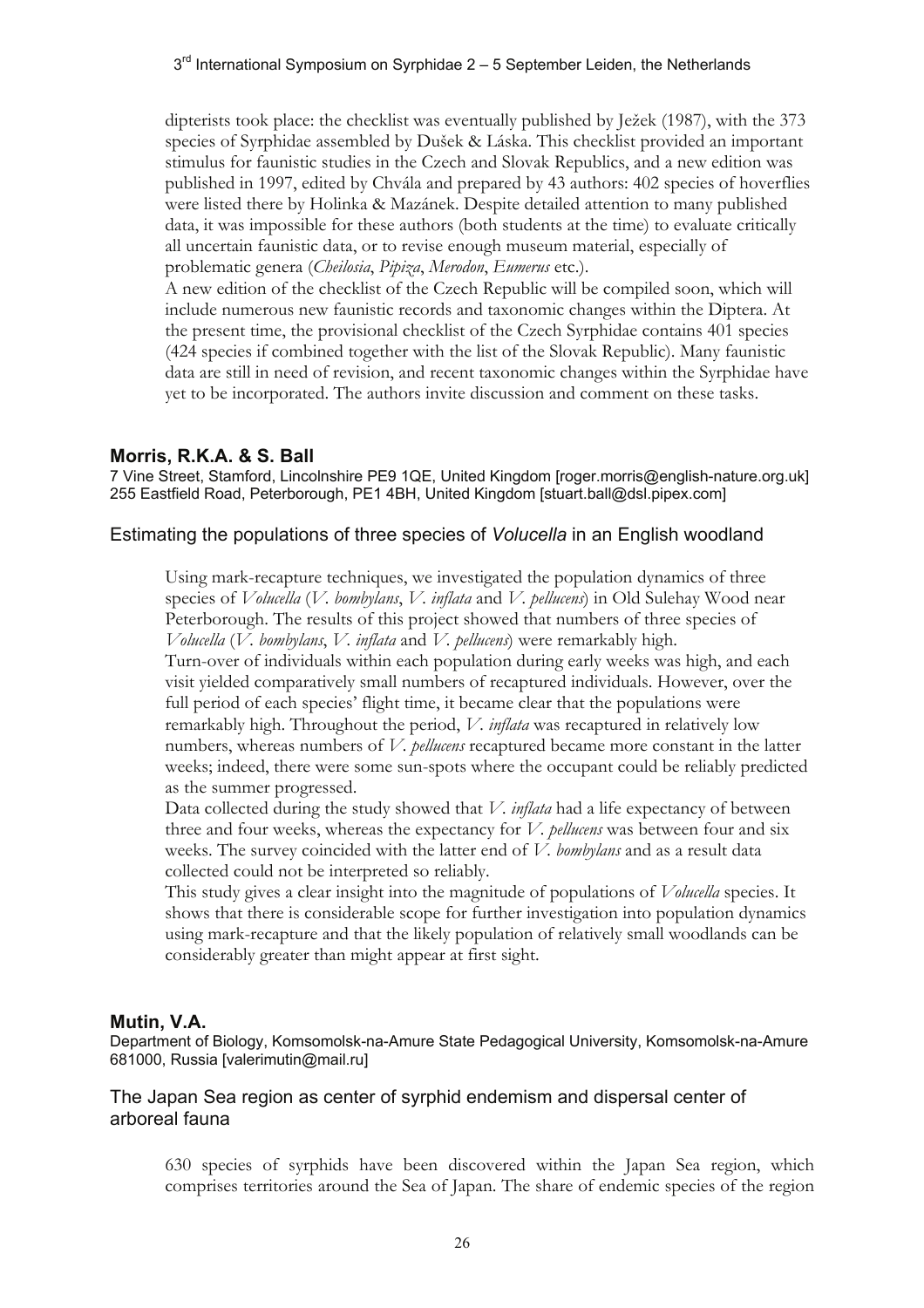dipterists took place: the checklist was eventually published by Ježek (1987), with the 373 species of Syrphidae assembled by Dušek & Láska. This checklist provided an important stimulus for faunistic studies in the Czech and Slovak Republics, and a new edition was published in 1997, edited by Chvála and prepared by 43 authors: 402 species of hoverflies were listed there by Holinka & Mazánek. Despite detailed attention to many published data, it was impossible for these authors (both students at the time) to evaluate critically all uncertain faunistic data, or to revise enough museum material, especially of problematic genera (*Cheilosia*, *Pipiza*, *Merodon*, *Eumerus* etc.).

A new edition of the checklist of the Czech Republic will be compiled soon, which will include numerous new faunistic records and taxonomic changes within the Diptera. At the present time, the provisional checklist of the Czech Syrphidae contains 401 species (424 species if combined together with the list of the Slovak Republic). Many faunistic data are still in need of revision, and recent taxonomic changes within the Syrphidae have yet to be incorporated. The authors invite discussion and comment on these tasks.

## Morris, R.K.A. & S. Ball

7 Vine Street, Stamford, Lincolnshire PE9 1QE, United Kingdom [roger.morris@english-nature.org.uk]
255 Eastfield Road, Peterborough, PE1 4BH, United Kingdom [stuart.ball@dsl.pipex.com]

### Estimating the populations of three species of *Volucella* in an English woodland

Using mark-recapture techniques, we investigated the population dynamics of three species of *Volucella* (*V. bombylans*, *V. inflata* and *V. pellucens*) in Old Sulehay Wood near Peterborough. The results of this project showed that numbers of three species of *Volucella* (*V. bombylans*, *V. inflata* and *V. pellucens*) were remarkably high.

Turn-over of individuals within each population during early weeks was high, and each visit yielded comparatively small numbers of recaptured individuals. However, over the full period of each species' flight time, it became clear that the populations were remarkably high. Throughout the period, *V. inflata* was recaptured in relatively low numbers, whereas numbers of *V. pellucens* recaptured became more constant in the latter weeks; indeed, there were some sun-spots where the occupant could be reliably predicted as the summer progressed.

Data collected during the study showed that *V. inflata* had a life expectancy of between three and four weeks, whereas the expectancy for *V. pellucens* was between four and six weeks. The survey coincided with the latter end of *V. bombylans* and as a result data collected could not be interpreted so reliably.

This study gives a clear insight into the magnitude of populations of *Volucella* species. It shows that there is considerable scope for further investigation into population dynamics using mark-recapture and that the likely population of relatively small woodlands can be considerably greater than might appear at first sight.

## Mutin, V.A.

Department of Biology, Komsomolsk-na-Amure State Pedagogical University, Komsomolsk-na-Amure 681000, Russia [valerimutin@mail.ru]

### The Japan Sea region as center of syrphid endemism and dispersal center of arboreal fauna

630 species of syrphids have been discovered within the Japan Sea region, which comprises territories around the Sea of Japan. The share of endemic species of the region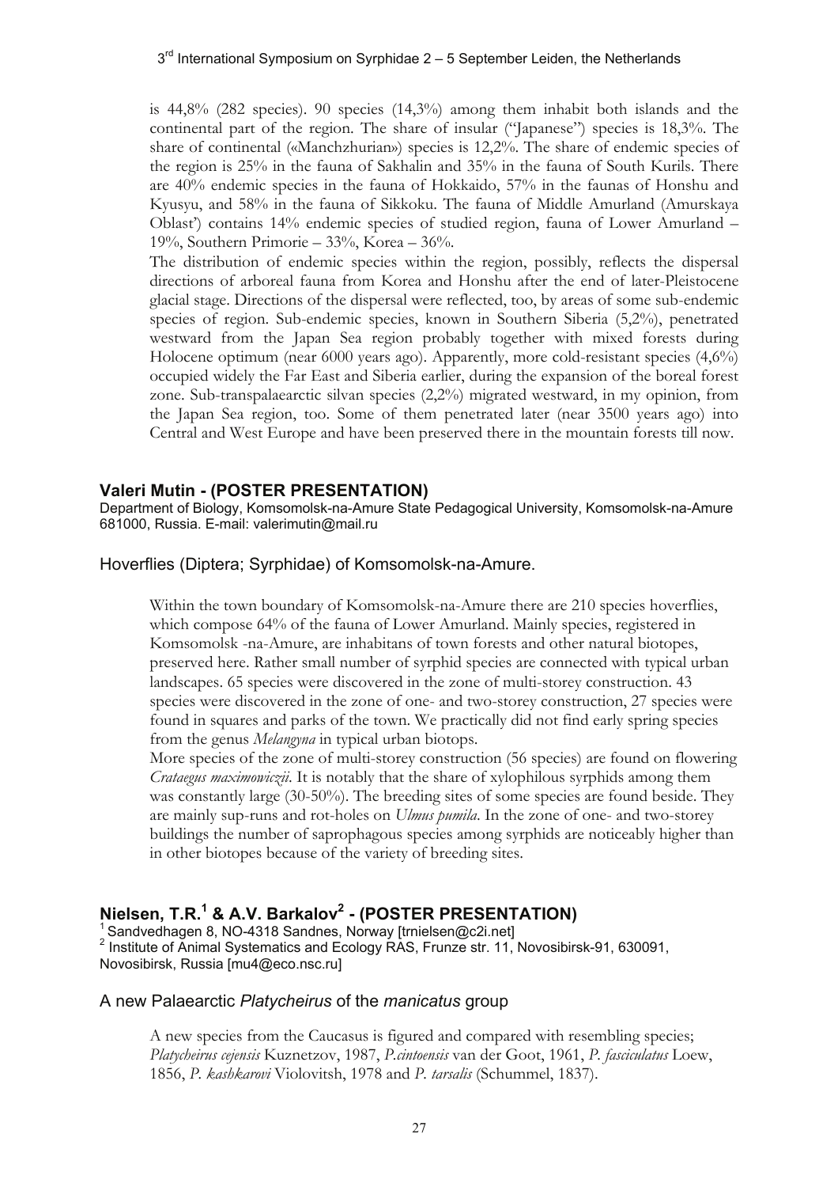is 44,8% (282 species). 90 species (14,3%) among them inhabit both islands and the continental part of the region. The share of insular ("Japanese") species is 18,3%. The share of continental («Manchzhurian») species is 12,2%. The share of endemic species of the region is 25% in the fauna of Sakhalin and 35% in the fauna of South Kurils. There are 40% endemic species in the fauna of Hokkaido, 57% in the faunas of Honshu and Kyusyu, and 58% in the fauna of Sikkoku. The fauna of Middle Amurland (Amurskaya Oblast') contains 14% endemic species of studied region, fauna of Lower Amurland – 19%, Southern Primorie – 33%, Korea – 36%.

The distribution of endemic species within the region, possibly, reflects the dispersal directions of arboreal fauna from Korea and Honshu after the end of later-Pleistocene glacial stage. Directions of the dispersal were reflected, too, by areas of some sub-endemic species of region. Sub-endemic species, known in Southern Siberia (5,2%), penetrated westward from the Japan Sea region probably together with mixed forests during Holocene optimum (near 6000 years ago). Apparently, more cold-resistant species (4,6%) occupied widely the Far East and Siberia earlier, during the expansion of the boreal forest zone. Sub-transpalaearctic silvan species (2,2%) migrated westward, in my opinion, from the Japan Sea region, too. Some of them penetrated later (near 3500 years ago) into Central and West Europe and have been preserved there in the mountain forests till now.

## Valeri Mutin - (POSTER PRESENTATION)

Department of Biology, Komsomolsk-na-Amure State Pedagogical University, Komsomolsk-na-Amure 681000, Russia. E-mail: valerimutin@mail.ru

### Hoverflies (Diptera; Syrphidae) of Komsomolsk-na-Amure.

Within the town boundary of Komsomolsk-na-Amure there are 210 species hoverflies, which compose 64% of the fauna of Lower Amurland. Mainly species, registered in Komsomolsk -na-Amure, are inhabitans of town forests and other natural biotopes, preserved here. Rather small number of syrphid species are connected with typical urban landscapes. 65 species were discovered in the zone of multi-storey construction. 43 species were discovered in the zone of one- and two-storey construction, 27 species were found in squares and parks of the town. We practically did not find early spring species from the genus *Melangyna* in typical urban biotops.

More species of the zone of multi-storey construction (56 species) are found on flowering *Crataegus maximowiczii*. It is notably that the share of xylophilous syrphids among them was constantly large (30-50%). The breeding sites of some species are found beside. They are mainly sup-runs and rot-holes on *Ulmus pumila*. In the zone of one- and two-storey buildings the number of saprophagous species among syrphids are noticeably higher than in other biotopes because of the variety of breeding sites.

## Nielsen, T.R.[1] & A.V. Barkalov[2] - (POSTER PRESENTATION)

[1] Sandvedhagen 8, NO-4318 Sandnes, Norway [trnielsen@c2i.net]
[2] Institute of Animal Systematics and Ecology RAS, Frunze str. 11, Novosibirsk-91, 630091, Novosibirsk, Russia [mu4@eco.nsc.ru]

### A new Palaearctic *Platycheirus* of the *manicatus* group

A new species from the Caucasus is figured and compared with resembling species; *Platycheirus cejensis* Kuznetzov, 1987, *P.cintoensis* van der Goot, 1961, *P. fasciculatus* Loew, 1856, *P. kashkarovi* Violovitsh, 1978 and *P. tarsalis* (Schummel, 1837).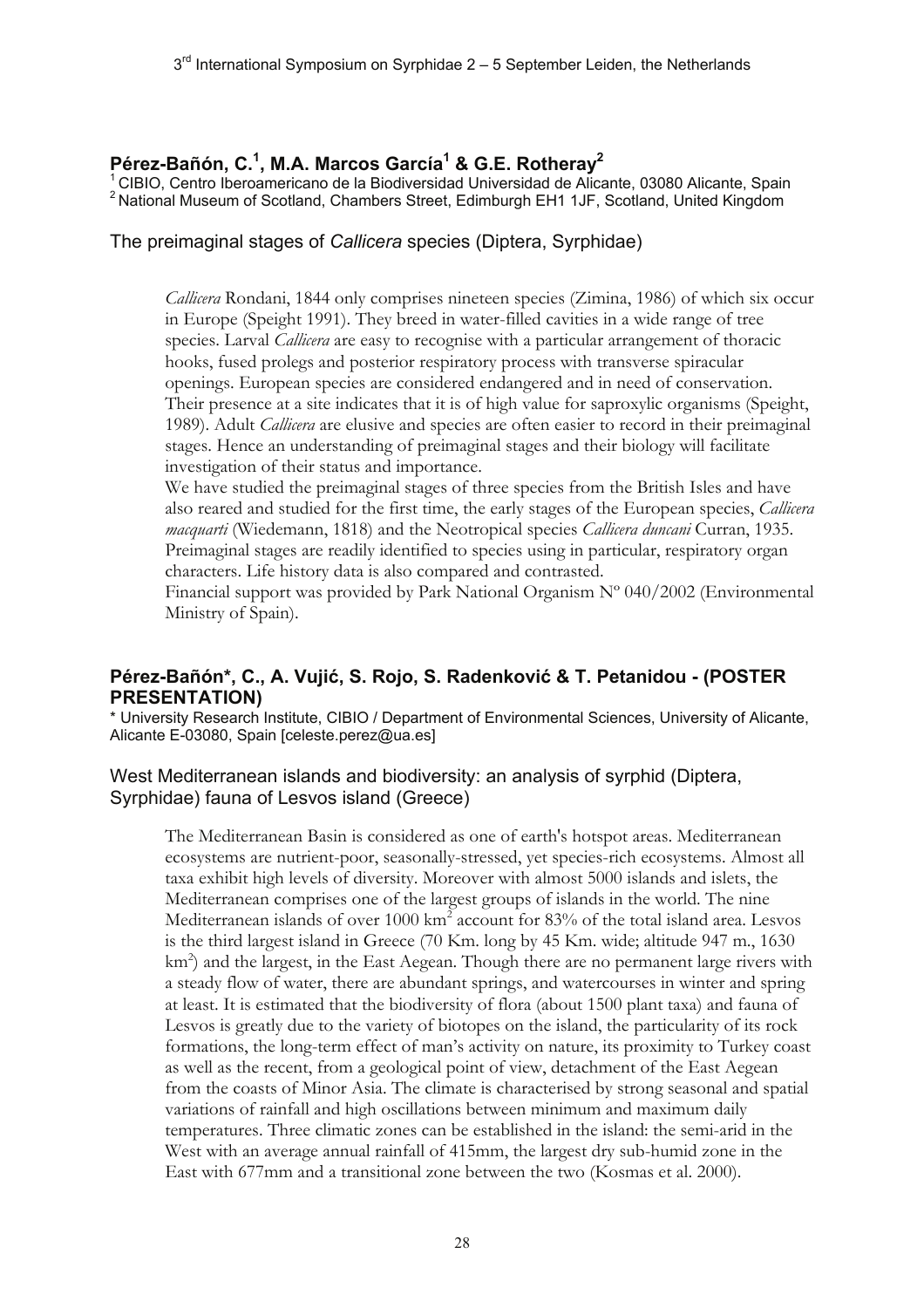**Pérez-Bañón, C.[1], M.A. Marcos García[1] & G.E. Rotheray[2]**

[1] CIBIO, Centro Iberoamericano de la Biodiversidad Universidad de Alicante, 03080 Alicante, Spain
[2] National Museum of Scotland, Chambers Street, Edimburgh EH1 1JF, Scotland, United Kingdom

## The preimaginal stages of *Callicera* species (Diptera, Syrphidae)

*Callicera* Rondani, 1844 only comprises nineteen species (Zimina, 1986) of which six occur in Europe (Speight 1991). They breed in water-filled cavities in a wide range of tree species. Larval *Callicera* are easy to recognise with a particular arrangement of thoracic hooks, fused prolegs and posterior respiratory process with transverse spiracular openings. European species are considered endangered and in need of conservation. Their presence at a site indicates that it is of high value for saproxylic organisms (Speight, 1989). Adult *Callicera* are elusive and species are often easier to record in their preimaginal stages. Hence an understanding of preimaginal stages and their biology will facilitate investigation of their status and importance.

We have studied the preimaginal stages of three species from the British Isles and have also reared and studied for the first time, the early stages of the European species, *Callicera macquarti* (Wiedemann, 1818) and the Neotropical species *Callicera duncani* Curran, 1935. Preimaginal stages are readily identified to species using in particular, respiratory organ characters. Life history data is also compared and contrasted.

Financial support was provided by Park National Organism Nº 040/2002 (Environmental Ministry of Spain).

**Pérez-Bañón\*, C., A. Vujić, S. Rojo, S. Radenković & T. Petanidou - (POSTER PRESENTATION)**

\* University Research Institute, CIBIO / Department of Environmental Sciences, University of Alicante, Alicante E-03080, Spain [celeste.perez@ua.es]

## West Mediterranean islands and biodiversity: an analysis of syrphid (Diptera, Syrphidae) fauna of Lesvos island (Greece)

The Mediterranean Basin is considered as one of earth's hotspot areas. Mediterranean ecosystems are nutrient-poor, seasonally-stressed, yet species-rich ecosystems. Almost all taxa exhibit high levels of diversity. Moreover with almost 5000 islands and islets, the Mediterranean comprises one of the largest groups of islands in the world. The nine Mediterranean islands of over 1000 km$^2$ account for 83% of the total island area. Lesvos is the third largest island in Greece (70 Km. long by 45 Km. wide; altitude 947 m., 1630 km$^2$) and the largest, in the East Aegean. Though there are no permanent large rivers with a steady flow of water, there are abundant springs, and watercourses in winter and spring at least. It is estimated that the biodiversity of flora (about 1500 plant taxa) and fauna of Lesvos is greatly due to the variety of biotopes on the island, the particularity of its rock formations, the long-term effect of man's activity on nature, its proximity to Turkey coast as well as the recent, from a geological point of view, detachment of the East Aegean from the coasts of Minor Asia. The climate is characterised by strong seasonal and spatial variations of rainfall and high oscillations between minimum and maximum daily temperatures. Three climatic zones can be established in the island: the semi-arid in the West with an average annual rainfall of 415mm, the largest dry sub-humid zone in the East with 677mm and a transitional zone between the two (Kosmas et al. 2000).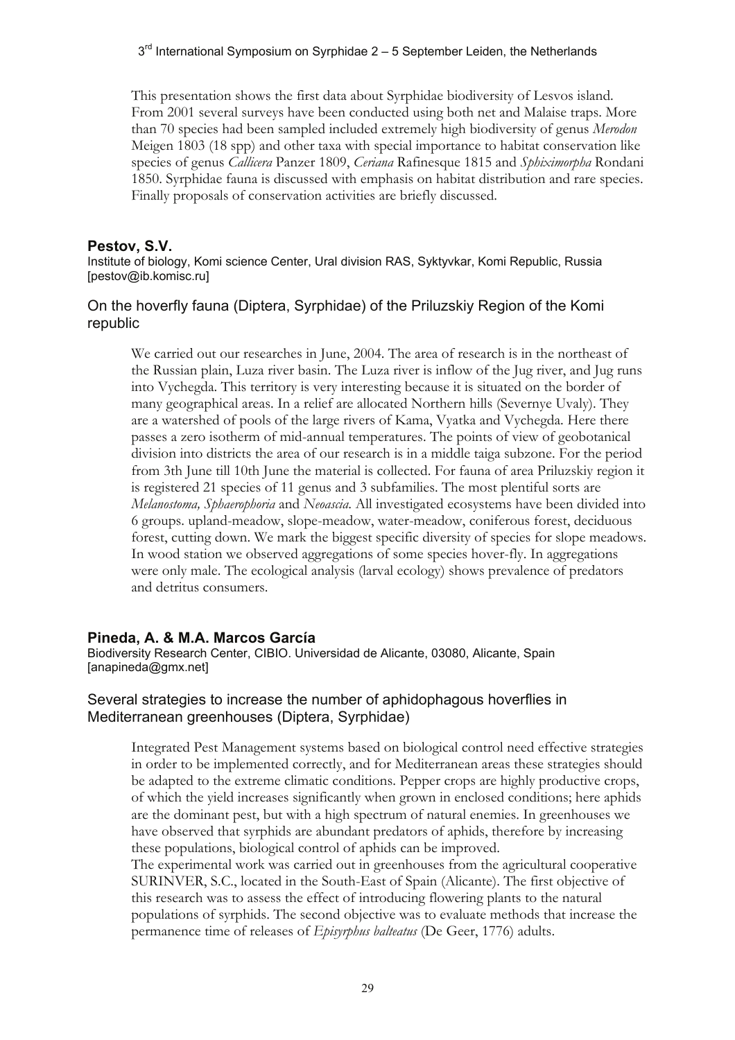This presentation shows the first data about Syrphidae biodiversity of Lesvos island. From 2001 several surveys have been conducted using both net and Malaise traps. More than 70 species had been sampled included extremely high biodiversity of genus *Merodon* Meigen 1803 (18 spp) and other taxa with special importance to habitat conservation like species of genus *Callicera* Panzer 1809, *Ceriana* Rafinesque 1815 and *Sphiximorpha* Rondani 1850. Syrphidae fauna is discussed with emphasis on habitat distribution and rare species. Finally proposals of conservation activities are briefly discussed.

**Pestov, S.V.**
Institute of biology, Komi science Center, Ural division RAS, Syktyvkar, Komi Republic, Russia [pestov@ib.komisc.ru]

## On the hoverfly fauna (Diptera, Syrphidae) of the Priluzskiy Region of the Komi republic

We carried out our researches in June, 2004. The area of research is in the northeast of the Russian plain, Luza river basin. The Luza river is inflow of the Jug river, and Jug runs into Vychegda. This territory is very interesting because it is situated on the border of many geographical areas. In a relief are allocated Northern hills (Severnye Uvaly). They are a watershed of pools of the large rivers of Kama, Vyatka and Vychegda. Here there passes a zero isotherm of mid-annual temperatures. The points of view of geobotanical division into districts the area of our research is in a middle taiga subzone. For the period from 3th June till 10th June the material is collected. For fauna of area Priluzskiy region it is registered 21 species of 11 genus and 3 subfamilies. The most plentiful sorts are *Melanostoma, Sphaerophoria* and *Neoascia.* All investigated ecosystems have been divided into 6 groups. upland-meadow, slope-meadow, water-meadow, coniferous forest, deciduous forest, cutting down. We mark the biggest specific diversity of species for slope meadows. In wood station we observed aggregations of some species hover-fly. In aggregations were only male. The ecological analysis (larval ecology) shows prevalence of predators and detritus consumers.

**Pineda, A. & M.A. Marcos García**
Biodiversity Research Center, CIBIO. Universidad de Alicante, 03080, Alicante, Spain [anapineda@gmx.net]

## Several strategies to increase the number of aphidophagous hoverflies in Mediterranean greenhouses (Diptera, Syrphidae)

Integrated Pest Management systems based on biological control need effective strategies in order to be implemented correctly, and for Mediterranean areas these strategies should be adapted to the extreme climatic conditions. Pepper crops are highly productive crops, of which the yield increases significantly when grown in enclosed conditions; here aphids are the dominant pest, but with a high spectrum of natural enemies. In greenhouses we have observed that syrphids are abundant predators of aphids, therefore by increasing these populations, biological control of aphids can be improved.

The experimental work was carried out in greenhouses from the agricultural cooperative SURINVER, S.C., located in the South-East of Spain (Alicante). The first objective of this research was to assess the effect of introducing flowering plants to the natural populations of syrphids. The second objective was to evaluate methods that increase the permanence time of releases of *Episyrphus balteatus* (De Geer, 1776) adults.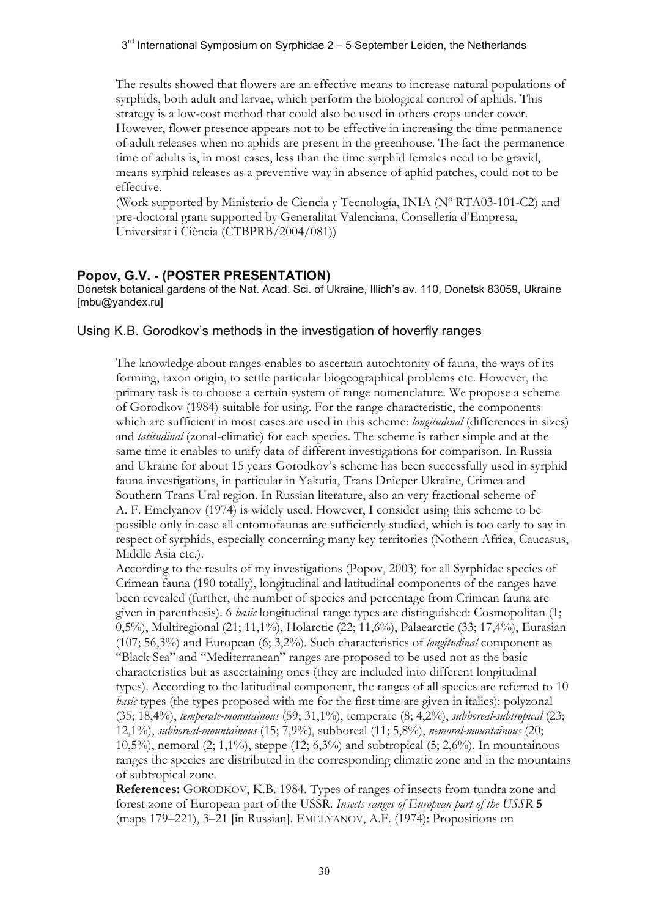The results showed that flowers are an effective means to increase natural populations of syrphids, both adult and larvae, which perform the biological control of aphids. This strategy is a low-cost method that could also be used in others crops under cover. However, flower presence appears not to be effective in increasing the time permanence of adult releases when no aphids are present in the greenhouse. The fact the permanence time of adults is, in most cases, less than the time syrphid females need to be gravid, means syrphid releases as a preventive way in absence of aphid patches, could not to be effective.
(Work supported by Ministerio de Ciencia y Tecnología, INIA (Nº RTA03-101-C2) and pre-doctoral grant supported by Generalitat Valenciana, Conselleria d'Empresa, Universitat i Ciència (CTBPRB/2004/081))

## Popov, G.V. - (POSTER PRESENTATION)

Donetsk botanical gardens of the Nat. Acad. Sci. of Ukraine, Illich's av. 110, Donetsk 83059, Ukraine [mbu@yandex.ru]

### Using K.B. Gorodkov's methods in the investigation of hoverfly ranges

The knowledge about ranges enables to ascertain autochtonity of fauna, the ways of its forming, taxon origin, to settle particular biogeographical problems etc. However, the primary task is to choose a certain system of range nomenclature. We propose a scheme of Gorodkov (1984) suitable for using. For the range characteristic, the components which are sufficient in most cases are used in this scheme: *longitudinal* (differences in sizes) and *latitudinal* (zonal-climatic) for each species. The scheme is rather simple and at the same time it enables to unify data of different investigations for comparison. In Russia and Ukraine for about 15 years Gorodkov's scheme has been successfully used in syrphid fauna investigations, in particular in Yakutia, Trans Dnieper Ukraine, Crimea and Southern Trans Ural region. In Russian literature, also an very fractional scheme of A. F. Emelyanov (1974) is widely used. However, I consider using this scheme to be possible only in case all entomofaunas are sufficiently studied, which is too early to say in respect of syrphids, especially concerning many key territories (Nothern Africa, Caucasus, Middle Asia etc.).

According to the results of my investigations (Popov, 2003) for all Syrphidae species of Crimean fauna (190 totally), longitudinal and latitudinal components of the ranges have been revealed (further, the number of species and percentage from Crimean fauna are given in parenthesis). 6 *basic* longitudinal range types are distinguished: Cosmopolitan (1; 0,5%), Multiregional (21; 11,1%), Holarctic (22; 11,6%), Palaearctic (33; 17,4%), Eurasian (107; 56,3%) and European (6; 3,2%). Such characteristics of *longitudinal* component as "Black Sea" and "Mediterranean" ranges are proposed to be used not as the basic characteristics but as ascertaining ones (they are included into different longitudinal types). According to the latitudinal component, the ranges of all species are referred to 10 *basic* types (the types proposed with me for the first time are given in italics): polyzonal (35; 18,4%), *temperate-mountainous* (59; 31,1%), temperate (8; 4,2%), *subboreal-subtropical* (23; 12,1%), *subboreal-mountainous* (15; 7,9%), subboreal (11; 5,8%), *nemoral-mountainous* (20; 10,5%), nemoral (2; 1,1%), steppe (12; 6,3%) and subtropical (5; 2,6%). In mountainous ranges the species are distributed in the corresponding climatic zone and in the mountains of subtropical zone.

**References:** GORODKOV, K.B. 1984. Types of ranges of insects from tundra zone and forest zone of European part of the USSR. *Insects ranges of European part of the USSR* **5** (maps 179–221), 3–21 [in Russian]. EMELYANOV, A.F. (1974): Propositions on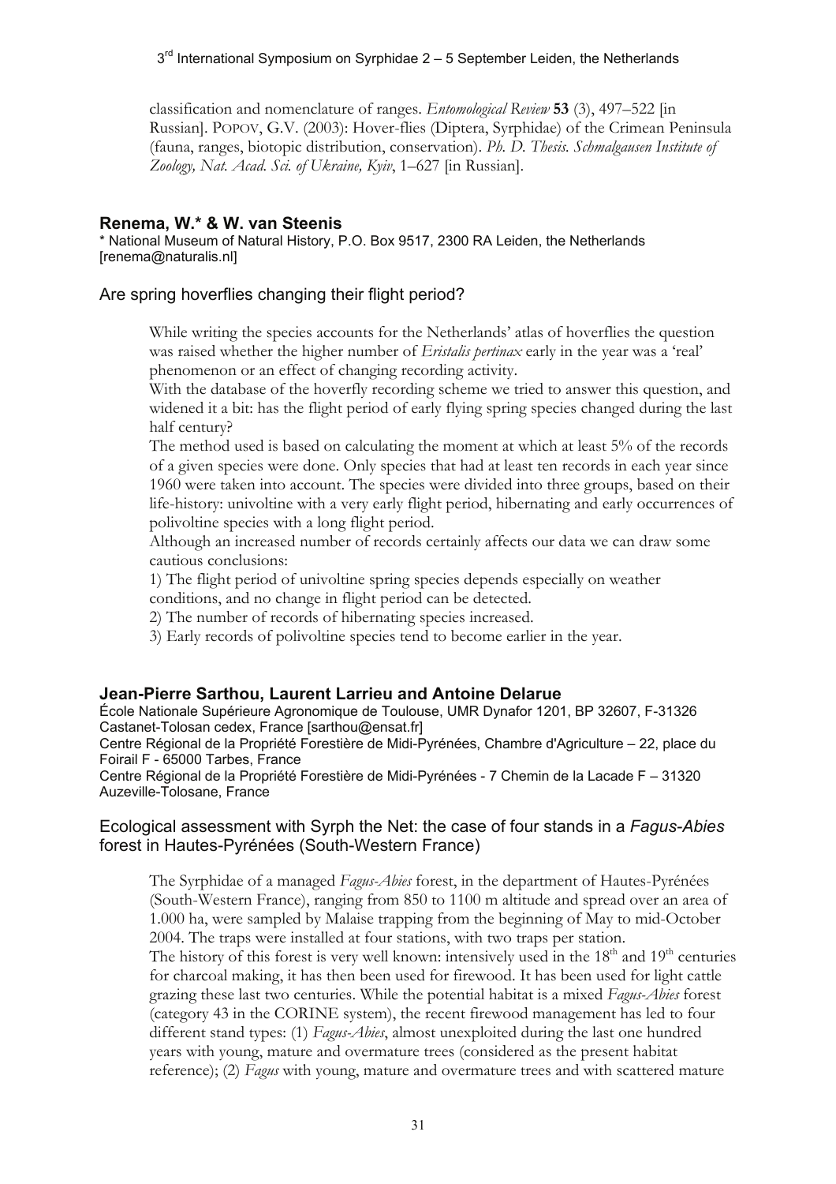classification and nomenclature of ranges. *Entomological Review* **53** (3), 497–522 [in Russian]. POPOV, G.V. (2003): Hover-flies (Diptera, Syrphidae) of the Crimean Peninsula (fauna, ranges, biotopic distribution, conservation). *Ph. D. Thesis. Schmalgausen Institute of Zoology, Nat. Acad. Sci. of Ukraine, Kyiv*, 1–627 [in Russian].

## Renema, W.* & W. van Steenis

* National Museum of Natural History, P.O. Box 9517, 2300 RA Leiden, the Netherlands [renema@naturalis.nl]

### Are spring hoverflies changing their flight period?

While writing the species accounts for the Netherlands' atlas of hoverflies the question was raised whether the higher number of *Eristalis pertinax* early in the year was a 'real' phenomenon or an effect of changing recording activity.

With the database of the hoverfly recording scheme we tried to answer this question, and widened it a bit: has the flight period of early flying spring species changed during the last half century?

The method used is based on calculating the moment at which at least 5% of the records of a given species were done. Only species that had at least ten records in each year since 1960 were taken into account. The species were divided into three groups, based on their life-history: univoltine with a very early flight period, hibernating and early occurrences of polivoltine species with a long flight period.

Although an increased number of records certainly affects our data we can draw some cautious conclusions:

1) The flight period of univoltine spring species depends especially on weather conditions, and no change in flight period can be detected.

2) The number of records of hibernating species increased.

3) Early records of polivoltine species tend to become earlier in the year.

## Jean-Pierre Sarthou, Laurent Larrieu and Antoine Delarue

École Nationale Supérieure Agronomique de Toulouse, UMR Dynafor 1201, BP 32607, F-31326 Castanet-Tolosan cedex, France [sarthou@ensat.fr]

Centre Régional de la Propriété Forestière de Midi-Pyrénées, Chambre d'Agriculture – 22, place du Foirail F - 65000 Tarbes, France

Centre Régional de la Propriété Forestière de Midi-Pyrénées - 7 Chemin de la Lacade F – 31320 Auzeville-Tolosane, France

### Ecological assessment with Syrph the Net: the case of four stands in a *Fagus-Abies* forest in Hautes-Pyrénées (South-Western France)

The Syrphidae of a managed *Fagus-Abies* forest, in the department of Hautes-Pyrénées (South-Western France), ranging from 850 to 1100 m altitude and spread over an area of 1.000 ha, were sampled by Malaise trapping from the beginning of May to mid-October 2004. The traps were installed at four stations, with two traps per station.

The history of this forest is very well known: intensively used in the $18^{th}$ and $19^{th}$ centuries for charcoal making, it has then been used for firewood. It has been used for light cattle grazing these last two centuries. While the potential habitat is a mixed *Fagus-Abies* forest (category 43 in the CORINE system), the recent firewood management has led to four different stand types: (1) *Fagus-Abies*, almost unexploited during the last one hundred years with young, mature and overmature trees (considered as the present habitat reference); (2) *Fagus* with young, mature and overmature trees and with scattered mature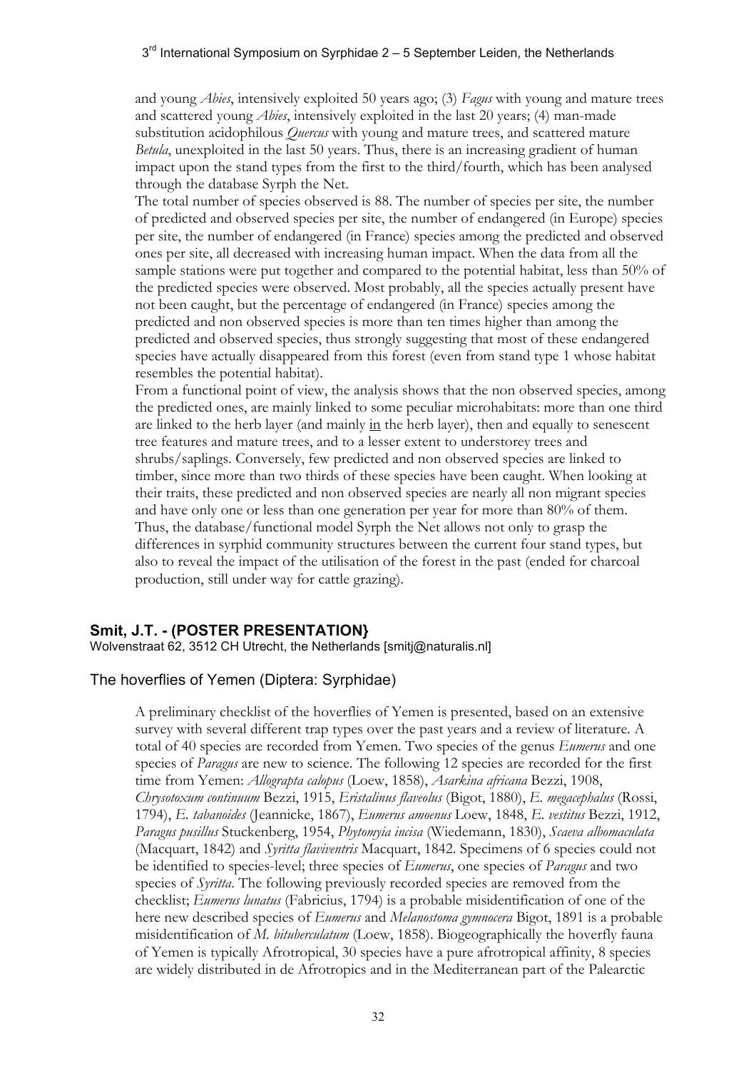and young *Abies*, intensively exploited 50 years ago; (3) *Fagus* with young and mature trees and scattered young *Abies*, intensively exploited in the last 20 years; (4) man-made substitution acidophilous *Quercus* with young and mature trees, and scattered mature *Betula*, unexploited in the last 50 years. Thus, there is an increasing gradient of human impact upon the stand types from the first to the third/fourth, which has been analysed through the database Syrph the Net.

The total number of species observed is 88. The number of species per site, the number of predicted and observed species per site, the number of endangered (in Europe) species per site, the number of endangered (in France) species among the predicted and observed ones per site, all decreased with increasing human impact. When the data from all the sample stations were put together and compared to the potential habitat, less than 50% of the predicted species were observed. Most probably, all the species actually present have not been caught, but the percentage of endangered (in France) species among the predicted and non observed species is more than ten times higher than among the predicted and observed species, thus strongly suggesting that most of these endangered species have actually disappeared from this forest (even from stand type 1 whose habitat resembles the potential habitat).

From a functional point of view, the analysis shows that the non observed species, among the predicted ones, are mainly linked to some peculiar microhabitats: more than one third are linked to the herb layer (and mainly in the herb layer), then and equally to senescent tree features and mature trees, and to a lesser extent to understorey trees and shrubs/saplings. Conversely, few predicted and non observed species are linked to timber, since more than two thirds of these species have been caught. When looking at their traits, these predicted and non observed species are nearly all non migrant species and have only one or less than one generation per year for more than 80% of them. Thus, the database/functional model Syrph the Net allows not only to grasp the differences in syrphid community structures between the current four stand types, but also to reveal the impact of the utilisation of the forest in the past (ended for charcoal production, still under way for cattle grazing).

## Smit, J.T. - (POSTER PRESENTATION}

Wolvenstraat 62, 3512 CH Utrecht, the Netherlands [smitj@naturalis.nl]

### The hoverflies of Yemen (Diptera: Syrphidae)

A preliminary checklist of the hoverflies of Yemen is presented, based on an extensive survey with several different trap types over the past years and a review of literature. A total of 40 species are recorded from Yemen. Two species of the genus *Eumerus* and one species of *Paragus* are new to science. The following 12 species are recorded for the first time from Yemen: *Allograpta calopus* (Loew, 1858), *Asarkina africana* Bezzi, 1908, *Chrysotoxum continuum* Bezzi, 1915, *Eristalinus flaveolus* (Bigot, 1880), *E. megacephalus* (Rossi, 1794), *E. tabanoides* (Jeannicke, 1867), *Eumerus amoenus* Loew, 1848, *E. vestitus* Bezzi, 1912, *Paragus pusillus* Stuckenberg, 1954, *Phytomyia incisa* (Wiedemann, 1830), *Scaeva albomaculata* (Macquart, 1842) and *Syritta flaviventris* Macquart, 1842. Specimens of 6 species could not be identified to species-level; three species of *Eumerus*, one species of *Paragus* and two species of *Syritta*. The following previously recorded species are removed from the checklist; *Eumerus lunatus* (Fabricius, 1794) is a probable misidentification of one of the here new described species of *Eumerus* and *Melanostoma gymnocera* Bigot, 1891 is a probable misidentification of *M. bituberculatum* (Loew, 1858). Biogeographically the hoverfly fauna of Yemen is typically Afrotropical, 30 species have a pure afrotropical affinity, 8 species are widely distributed in de Afrotropics and in the Mediterranean part of the Palearctic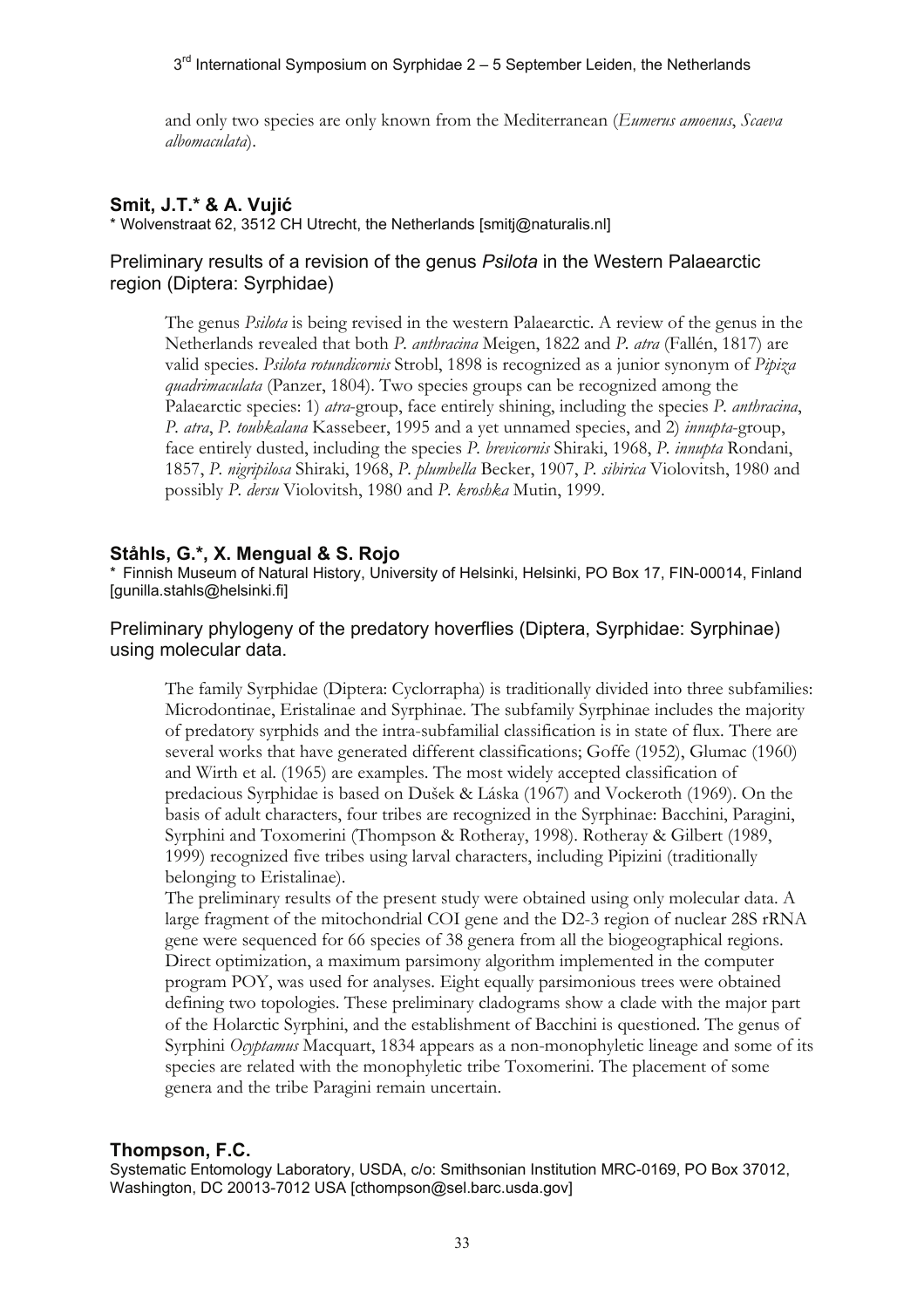and only two species are only known from the Mediterranean (*Eumerus amoenus*, *Scaeva albomaculata*).

## Smit, J.T.* & A. Vujić

\* Wolvenstraat 62, 3512 CH Utrecht, the Netherlands [smitj@naturalis.nl]

### Preliminary results of a revision of the genus *Psilota* in the Western Palaearctic region (Diptera: Syrphidae)

The genus *Psilota* is being revised in the western Palaearctic. A review of the genus in the Netherlands revealed that both *P. anthracina* Meigen, 1822 and *P. atra* (Fallén, 1817) are valid species. *Psilota rotundicornis* Strobl, 1898 is recognized as a junior synonym of *Pipiza quadrimaculata* (Panzer, 1804). Two species groups can be recognized among the Palaearctic species: 1) *atra*-group, face entirely shining, including the species *P. anthracina*, *P. atra*, *P. toubkalana* Kassebeer, 1995 and a yet unnamed species, and 2) *innupta*-group, face entirely dusted, including the species *P. brevicornis* Shiraki, 1968, *P. innupta* Rondani, 1857, *P. nigripilosa* Shiraki, 1968, *P. plumbella* Becker, 1907, *P. sibirica* Violovitsh, 1980 and possibly *P. dersu* Violovitsh, 1980 and *P. kroshka* Mutin, 1999.

## Ståhls, G.*, X. Mengual & S. Rojo

\* Finnish Museum of Natural History, University of Helsinki, Helsinki, PO Box 17, FIN-00014, Finland [gunilla.stahls@helsinki.fi]

### Preliminary phylogeny of the predatory hoverflies (Diptera, Syrphidae: Syrphinae) using molecular data.

The family Syrphidae (Diptera: Cyclorrapha) is traditionally divided into three subfamilies: Microdontinae, Eristalinae and Syrphinae. The subfamily Syrphinae includes the majority of predatory syrphids and the intra-subfamilial classification is in state of flux. There are several works that have generated different classifications; Goffe (1952), Glumac (1960) and Wirth et al. (1965) are examples. The most widely accepted classification of predacious Syrphidae is based on Dušek & Láska (1967) and Vockeroth (1969). On the basis of adult characters, four tribes are recognized in the Syrphinae: Bacchini, Paragini, Syrphini and Toxomerini (Thompson & Rotheray, 1998). Rotheray & Gilbert (1989, 1999) recognized five tribes using larval characters, including Pipizini (traditionally belonging to Eristalinae).

The preliminary results of the present study were obtained using only molecular data. A large fragment of the mitochondrial COI gene and the D2-3 region of nuclear 28S rRNA gene were sequenced for 66 species of 38 genera from all the biogeographical regions. Direct optimization, a maximum parsimony algorithm implemented in the computer program POY, was used for analyses. Eight equally parsimonious trees were obtained defining two topologies. These preliminary cladograms show a clade with the major part of the Holarctic Syrphini, and the establishment of Bacchini is questioned. The genus of Syrphini *Ocyptamus* Macquart, 1834 appears as a non-monophyletic lineage and some of its species are related with the monophyletic tribe Toxomerini. The placement of some genera and the tribe Paragini remain uncertain.

## Thompson, F.C.

Systematic Entomology Laboratory, USDA, c/o: Smithsonian Institution MRC-0169, PO Box 37012, Washington, DC 20013-7012 USA [cthompson@sel.barc.usda.gov]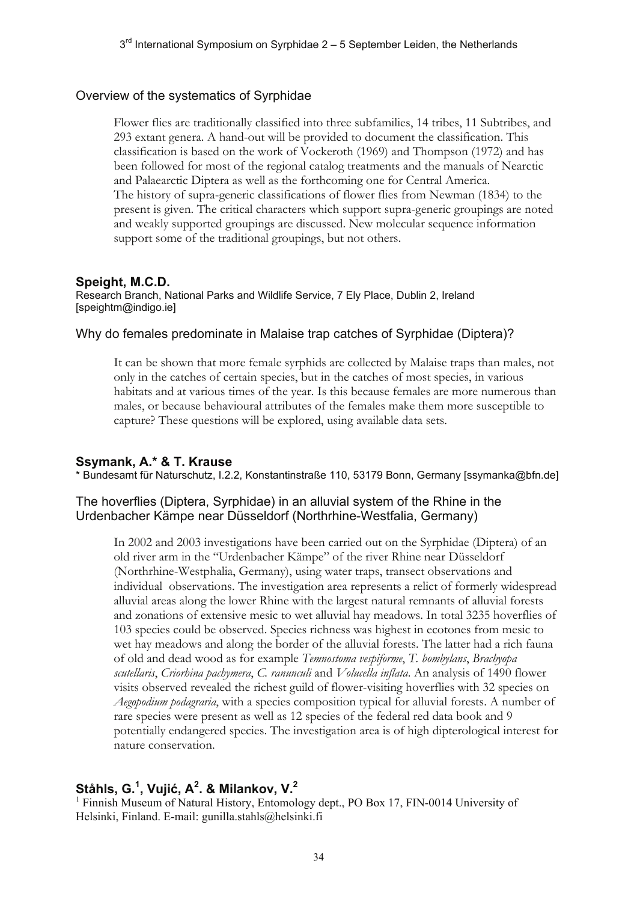## Overview of the systematics of Syrphidae

Flower flies are traditionally classified into three subfamilies, 14 tribes, 11 Subtribes, and 293 extant genera. A hand-out will be provided to document the classification. This classification is based on the work of Vockeroth (1969) and Thompson (1972) and has been followed for most of the regional catalog treatments and the manuals of Nearctic and Palaearctic Diptera as well as the forthcoming one for Central America.
The history of supra-generic classifications of flower flies from Newman (1834) to the present is given. The critical characters which support supra-generic groupings are noted and weakly supported groupings are discussed. New molecular sequence information support some of the traditional groupings, but not others.

### Speight, M.C.D.

Research Branch, National Parks and Wildlife Service, 7 Ely Place, Dublin 2, Ireland [speightm@indigo.ie]

## Why do females predominate in Malaise trap catches of Syrphidae (Diptera)?

It can be shown that more female syrphids are collected by Malaise traps than males, not only in the catches of certain species, but in the catches of most species, in various habitats and at various times of the year. Is this because females are more numerous than males, or because behavioural attributes of the females make them more susceptible to capture? These questions will be explored, using available data sets.

### Ssymank, A.* & T. Krause

* Bundesamt für Naturschutz, I.2.2, Konstantinstraße 110, 53179 Bonn, Germany [ssymanka@bfn.de]

## The hoverflies (Diptera, Syrphidae) in an alluvial system of the Rhine in the Urdenbacher Kämpe near Düsseldorf (Northrhine-Westfalia, Germany)

In 2002 and 2003 investigations have been carried out on the Syrphidae (Diptera) of an old river arm in the "Urdenbacher Kämpe" of the river Rhine near Düsseldorf (Northrhine-Westphalia, Germany), using water traps, transect observations and individual observations. The investigation area represents a relict of formerly widespread alluvial areas along the lower Rhine with the largest natural remnants of alluvial forests and zonations of extensive mesic to wet alluvial hay meadows. In total 3235 hoverflies of 103 species could be observed. Species richness was highest in ecotones from mesic to wet hay meadows and along the border of the alluvial forests. The latter had a rich fauna of old and dead wood as for example *Temnostoma vespiforme*, *T. bombylans*, *Brachyopa scutellaris*, *Criorhina pachymera*, *C. ranunculi* and *Volucella inflata*. An analysis of 1490 flower visits observed revealed the richest guild of flower-visiting hoverflies with 32 species on *Aegopodium podagraria*, with a species composition typical for alluvial forests. A number of rare species were present as well as 12 species of the federal red data book and 9 potentially endangered species. The investigation area is of high dipterological interest for nature conservation.

### Ståhls, G.[1], Vujić, A[2]. & Milankov, V.[2]

[1] Finnish Museum of Natural History, Entomology dept., PO Box 17, FIN-0014 University of Helsinki, Finland. E-mail: gunilla.stahls@helsinki.fi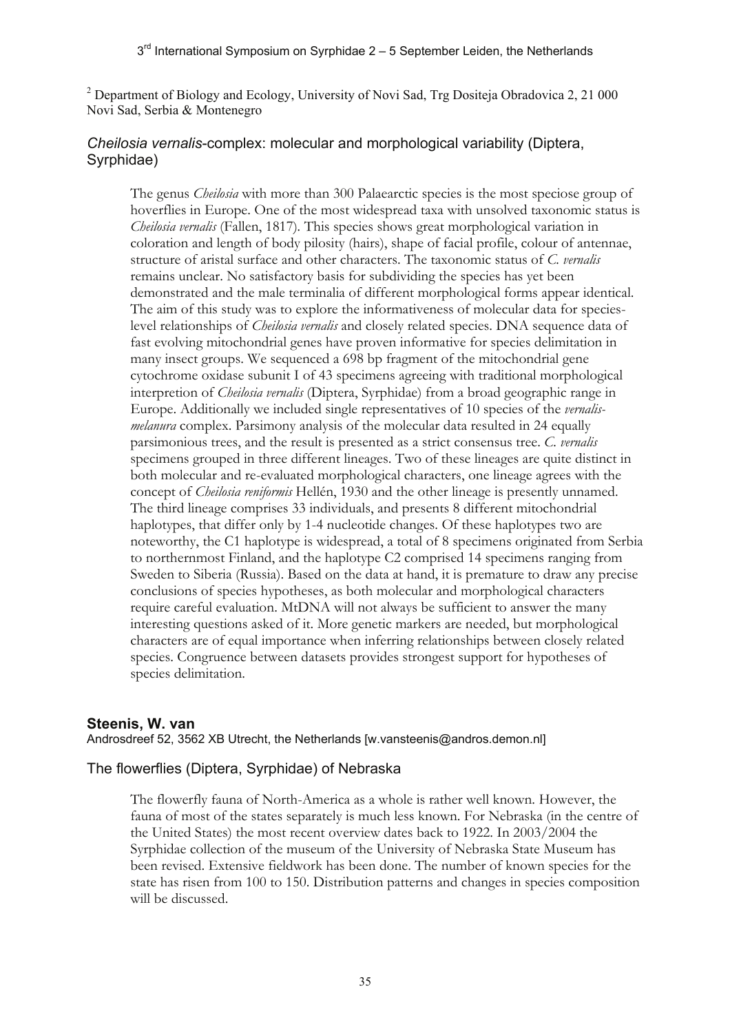[2] Department of Biology and Ecology, University of Novi Sad, Trg Dositeja Obradovica 2, 21 000 Novi Sad, Serbia & Montenegro

## *Cheilosia vernalis*-complex: molecular and morphological variability (Diptera, Syrphidae)

The genus *Cheilosia* with more than 300 Palaearctic species is the most speciose group of hoverflies in Europe. One of the most widespread taxa with unsolved taxonomic status is *Cheilosia vernalis* (Fallen, 1817). This species shows great morphological variation in coloration and length of body pilosity (hairs), shape of facial profile, colour of antennae, structure of aristal surface and other characters. The taxonomic status of *C. vernalis* remains unclear. No satisfactory basis for subdividing the species has yet been demonstrated and the male terminalia of different morphological forms appear identical. The aim of this study was to explore the informativeness of molecular data for species-level relationships of *Cheilosia vernalis* and closely related species. DNA sequence data of fast evolving mitochondrial genes have proven informative for species delimitation in many insect groups. We sequenced a 698 bp fragment of the mitochondrial gene cytochrome oxidase subunit I of 43 specimens agreeing with traditional morphological interpretion of *Cheilosia vernalis* (Diptera, Syrphidae) from a broad geographic range in Europe. Additionally we included single representatives of 10 species of the *vernalis-melanura* complex. Parsimony analysis of the molecular data resulted in 24 equally parsimonious trees, and the result is presented as a strict consensus tree. *C. vernalis* specimens grouped in three different lineages. Two of these lineages are quite distinct in both molecular and re-evaluated morphological characters, one lineage agrees with the concept of *Cheilosia reniformis* Hellén, 1930 and the other lineage is presently unnamed. The third lineage comprises 33 individuals, and presents 8 different mitochondrial haplotypes, that differ only by 1-4 nucleotide changes. Of these haplotypes two are noteworthy, the C1 haplotype is widespread, a total of 8 specimens originated from Serbia to northernmost Finland, and the haplotype C2 comprised 14 specimens ranging from Sweden to Siberia (Russia). Based on the data at hand, it is premature to draw any precise conclusions of species hypotheses, as both molecular and morphological characters require careful evaluation. MtDNA will not always be sufficient to answer the many interesting questions asked of it. More genetic markers are needed, but morphological characters are of equal importance when inferring relationships between closely related species. Congruence between datasets provides strongest support for hypotheses of species delimitation.

### Steenis, W. van

Androsdreef 52, 3562 XB Utrecht, the Netherlands [w.vansteenis@andros.demon.nl]

## The flowerflies (Diptera, Syrphidae) of Nebraska

The flowerfly fauna of North-America as a whole is rather well known. However, the fauna of most of the states separately is much less known. For Nebraska (in the centre of the United States) the most recent overview dates back to 1922. In 2003/2004 the Syrphidae collection of the museum of the University of Nebraska State Museum has been revised. Extensive fieldwork has been done. The number of known species for the state has risen from 100 to 150. Distribution patterns and changes in species composition will be discussed.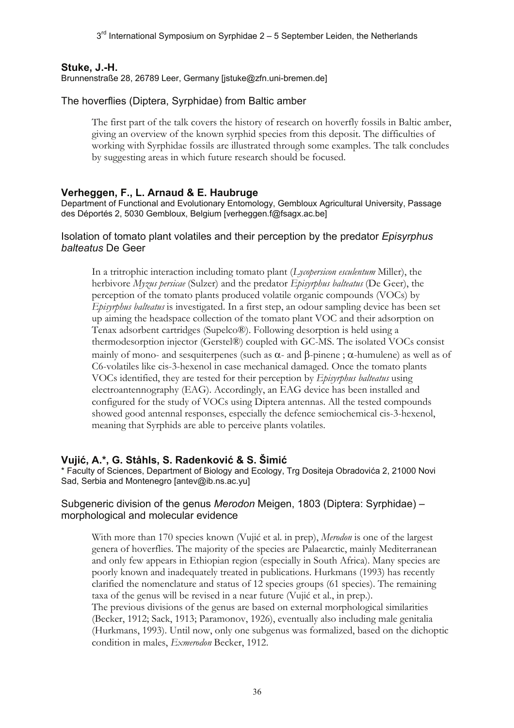**Stuke, J.-H.**
Brunnenstraße 28, 26789 Leer, Germany [jstuke@zfn.uni-bremen.de]

### The hoverflies (Diptera, Syrphidae) from Baltic amber

The first part of the talk covers the history of research on hoverfly fossils in Baltic amber, giving an overview of the known syrphid species from this deposit. The difficulties of working with Syrphidae fossils are illustrated through some examples. The talk concludes by suggesting areas in which future research should be focused.

**Verheggen, F., L. Arnaud & E. Haubruge**
Department of Functional and Evolutionary Entomology, Gembloux Agricultural University, Passage des Déportés 2, 5030 Gembloux, Belgium [verheggen.f@fsagx.ac.be]

### Isolation of tomato plant volatiles and their perception by the predator *Episyrphus balteatus* De Geer

In a tritrophic interaction including tomato plant (*Lycopersicon esculentum* Miller), the herbivore *Myzus persicae* (Sulzer) and the predator *Episyrphus balteatus* (De Geer), the perception of the tomato plants produced volatile organic compounds (VOCs) by *Episyrphus balteatus* is investigated. In a first step, an odour sampling device has been set up aiming the headspace collection of the tomato plant VOC and their adsorption on Tenax adsorbent cartridges (Supelco®). Following desorption is held using a thermodesorption injector (Gerstel®) coupled with GC-MS. The isolated VOCs consist mainly of mono- and sesquiterpenes (such as α- and β-pinene ; α-humulene) as well as of C6-volatiles like cis-3-hexenol in case mechanical damaged. Once the tomato plants VOCs identified, they are tested for their perception by *Episyrphus balteatus* using electroantennography (EAG). Accordingly, an EAG device has been installed and configured for the study of VOCs using Diptera antennas. All the tested compounds showed good antennal responses, especially the defence semiochemical cis-3-hexenol, meaning that Syrphids are able to perceive plants volatiles.

**Vujić, A.*, G. Ståhls, S. Radenković & S. Šimić**
* Faculty of Sciences, Department of Biology and Ecology, Trg Dositeja Obradovića 2, 21000 Novi Sad, Serbia and Montenegro [antev@ib.ns.ac.yu]

### Subgeneric division of the genus *Merodon* Meigen, 1803 (Diptera: Syrphidae) – morphological and molecular evidence

With more than 170 species known (Vujić et al. in prep), *Merodon* is one of the largest genera of hoverflies. The majority of the species are Palaearctic, mainly Mediterranean and only few appears in Ethiopian region (especially in South Africa). Many species are poorly known and inadequately treated in publications. Hurkmans (1993) has recently clarified the nomenclature and status of 12 species groups (61 species). The remaining taxa of the genus will be revised in a near future (Vujić et al., in prep.).
The previous divisions of the genus are based on external morphological similarities (Becker, 1912; Sack, 1913; Paramonov, 1926), eventually also including male genitalia (Hurkmans, 1993). Until now, only one subgenus was formalized, based on the dichoptic condition in males, *Exmerodon* Becker, 1912.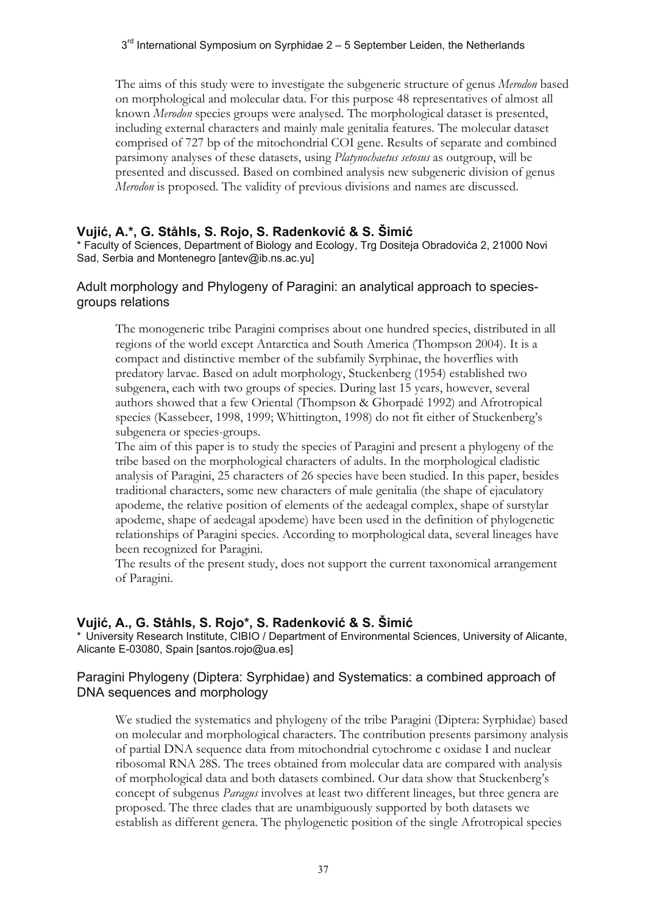The aims of this study were to investigate the subgeneric structure of genus *Merodon* based on morphological and molecular data. For this purpose 48 representatives of almost all known *Merodon* species groups were analysed. The morphological dataset is presented, including external characters and mainly male genitalia features. The molecular dataset comprised of 727 bp of the mitochondrial COI gene. Results of separate and combined parsimony analyses of these datasets, using *Platynochaetus setosus* as outgroup, will be presented and discussed. Based on combined analysis new subgeneric division of genus *Merodon* is proposed. The validity of previous divisions and names are discussed.

### Vujić, A.*, G. Ståhls, S. Rojo, S. Radenković & S. Šimić

* Faculty of Sciences, Department of Biology and Ecology, Trg Dositeja Obradovića 2, 21000 Novi Sad, Serbia and Montenegro [antev@ib.ns.ac.yu]

## Adult morphology and Phylogeny of Paragini: an analytical approach to species-groups relations

The monogeneric tribe Paragini comprises about one hundred species, distributed in all regions of the world except Antarctica and South America (Thompson 2004). It is a compact and distinctive member of the subfamily Syrphinae, the hoverflies with predatory larvae. Based on adult morphology, Stuckenberg (1954) established two subgenera, each with two groups of species. During last 15 years, however, several authors showed that a few Oriental (Thompson & Ghorpadé 1992) and Afrotropical species (Kassebeer, 1998, 1999; Whittington, 1998) do not fit either of Stuckenberg's subgenera or species-groups.

The aim of this paper is to study the species of Paragini and present a phylogeny of the tribe based on the morphological characters of adults. In the morphological cladistic analysis of Paragini, 25 characters of 26 species have been studied. In this paper, besides traditional characters, some new characters of male genitalia (the shape of ejaculatory apodeme, the relative position of elements of the aedeagal complex, shape of surstylar apodeme, shape of aedeagal apodeme) have been used in the definition of phylogenetic relationships of Paragini species. According to morphological data, several lineages have been recognized for Paragini.

The results of the present study, does not support the current taxonomical arrangement of Paragini.

### Vujić, A., G. Ståhls, S. Rojo*, S. Radenković & S. Šimić

* University Research Institute, CIBIO / Department of Environmental Sciences, University of Alicante, Alicante E-03080, Spain [santos.rojo@ua.es]

## Paragini Phylogeny (Diptera: Syrphidae) and Systematics: a combined approach of DNA sequences and morphology

We studied the systematics and phylogeny of the tribe Paragini (Diptera: Syrphidae) based on molecular and morphological characters. The contribution presents parsimony analysis of partial DNA sequence data from mitochondrial cytochrome c oxidase I and nuclear ribosomal RNA 28S. The trees obtained from molecular data are compared with analysis of morphological data and both datasets combined. Our data show that Stuckenberg's concept of subgenus *Paragus* involves at least two different lineages, but three genera are proposed. The three clades that are unambiguously supported by both datasets we establish as different genera. The phylogenetic position of the single Afrotropical species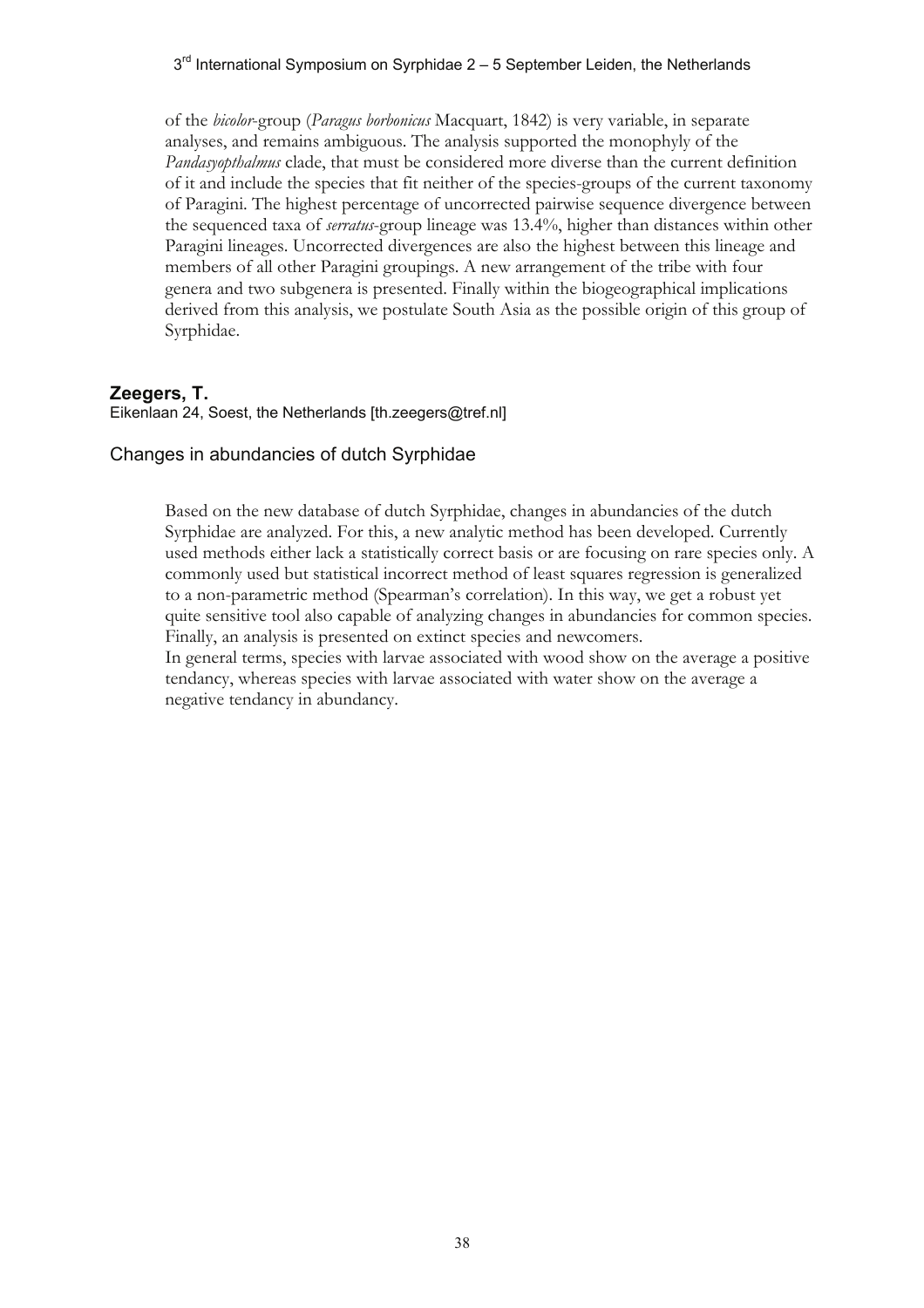of the *bicolor*-group (*Paragus borbonicus* Macquart, 1842) is very variable, in separate analyses, and remains ambiguous. The analysis supported the monophyly of the *Pandasyopthalmus* clade, that must be considered more diverse than the current definition of it and include the species that fit neither of the species-groups of the current taxonomy of Paragini. The highest percentage of uncorrected pairwise sequence divergence between the sequenced taxa of *serratus*-group lineage was 13.4%, higher than distances within other Paragini lineages. Uncorrected divergences are also the highest between this lineage and members of all other Paragini groupings. A new arrangement of the tribe with four genera and two subgenera is presented. Finally within the biogeographical implications derived from this analysis, we postulate South Asia as the possible origin of this group of Syrphidae.

## Zeegers, T.

Eikenlaan 24, Soest, the Netherlands [th.zeegers@tref.nl]

### Changes in abundancies of dutch Syrphidae

Based on the new database of dutch Syrphidae, changes in abundancies of the dutch Syrphidae are analyzed. For this, a new analytic method has been developed. Currently used methods either lack a statistically correct basis or are focusing on rare species only. A commonly used but statistical incorrect method of least squares regression is generalized to a non-parametric method (Spearman's correlation). In this way, we get a robust yet quite sensitive tool also capable of analyzing changes in abundancies for common species. Finally, an analysis is presented on extinct species and newcomers.

In general terms, species with larvae associated with wood show on the average a positive tendancy, whereas species with larvae associated with water show on the average a negative tendancy in abundancy.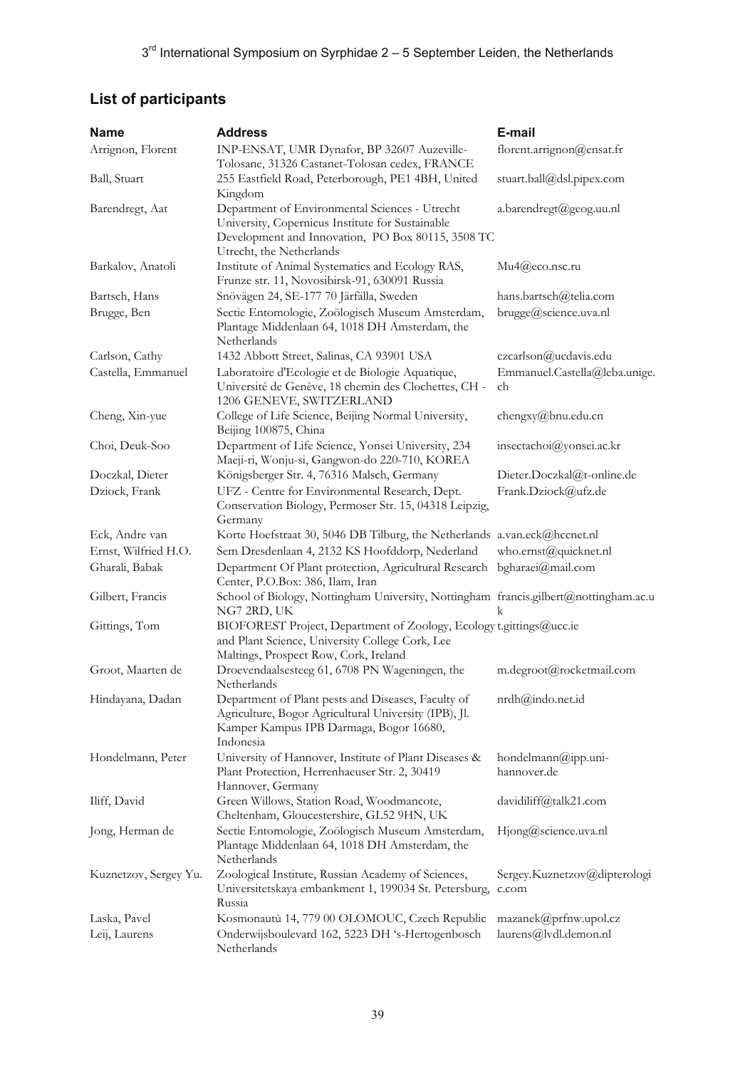## List of participants

| Name | Address | E-mail |
|---|---|---|
| Arrignon, Florent | INP-ENSAT, UMR Dynafor, BP 32607 Auzeville-Tolosane, 31326 Castanet-Tolosan cedex, FRANCE | florent.arrignon@ensat.fr |
| Ball, Stuart | 255 Eastfield Road, Peterborough, PE1 4BH, United Kingdom | stuart.ball@dsl.pipex.com |
| Barendregt, Aat | Department of Environmental Sciences - Utrecht University, Copernicus Institute for Sustainable Development and Innovation, PO Box 80115, 3508 TC Utrecht, the Netherlands | a.barendregt@geog.uu.nl |
| Barkalov, Anatoli | Institute of Animal Systematics and Ecology RAS, Frunze str. 11, Novosibirsk-91, 630091 Russia | Mu4@eco.nsc.ru |
| Bartsch, Hans | Snövägen 24, SE-177 70 Järfälla, Sweden | hans.bartsch@telia.com |
| Brugge, Ben | Sectie Entomologie, Zoölogisch Museum Amsterdam, Plantage Middenlaan 64, 1018 DH Amsterdam, the Netherlands | brugge@science.uva.nl |
| Carlson, Cathy | 1432 Abbott Street, Salinas, CA 93901 USA | czcarlson@ucdavis.edu |
| Castella, Emmanuel | Laboratoire d'Ecologie et de Biologie Aquatique, Université de Genève, 18 chemin des Clochettes, CH - 1206 GENEVE, SWITZERLAND | Emmanuel.Castella@leba.unige.ch |
| Cheng, Xin-yue | College of Life Science, Beijing Normal University, Beijing 100875, China | chengxy@bnu.edu.cn |
| Choi, Deuk-Soo | Department of Life Science, Yonsei University, 234 Maeji-ri, Wonju-si, Gangwon-do 220-710, KOREA | insectachoi@yonsei.ac.kr |
| Doczkal, Dieter | Königsberger Str. 4, 76316 Malsch, Germany | Dieter.Doczkal@t-online.de |
| Dziock, Frank | UFZ - Centre for Environmental Research, Dept. Conservation Biology, Permoser Str. 15, 04318 Leipzig, Germany | Frank.Dziock@ufz.de |
| Eck, Andre van | Korte Hoefstraat 30, 5046 DB Tilburg, the Netherlands | a.van.eck@hccnet.nl |
| Ernst, Wilfried H.O. | Sem Dresdenlaan 4, 2132 KS Hoofddorp, Nederland | who.ernst@quicknet.nl |
| Gharali, Babak | Department Of Plant protection, Agricultural Research Center, P.O.Box: 386, Ilam, Iran | bgharaei@mail.com |
| Gilbert, Francis | School of Biology, Nottingham University, Nottingham NG7 2RD, UK | francis.gilbert@nottingham.ac.uk |
| Gittings, Tom | BIOFOREST Project, Department of Zoology, Ecology and Plant Science, University College Cork, Lee Maltings, Prospect Row, Cork, Ireland | t.gittings@ucc.ie |
| Groot, Maarten de | Droevendaalsesteeg 61, 6708 PN Wageningen, the Netherlands | m.degroot@rocketmail.com |
| Hindayana, Dadan | Department of Plant pests and Diseases, Faculty of Agriculture, Bogor Agricultural University (IPB), Jl. Kamper Kampus IPB Darmaga, Bogor 16680, Indonesia | nrdh@indo.net.id |
| Hondelmann, Peter | University of Hannover, Institute of Plant Diseases & Plant Protection, Herrenhaeuser Str. 2, 30419 Hannover, Germany | hondelmann@ipp.uni-hannover.de |
| Iliff, David | Green Willows, Station Road, Woodmancote, Cheltenham, Gloucestershire, GL52 9HN, UK | davidiliff@talk21.com |
| Jong, Herman de | Sectie Entomologie, Zoölogisch Museum Amsterdam, Plantage Middenlaan 64, 1018 DH Amsterdam, the Netherlands | Hjong@science.uva.nl |
| Kuznetzov, Sergey Yu. | Zoological Institute, Russian Academy of Sciences, Universitetskaya embankment 1, 199034 St. Petersburg, Russia | Sergey.Kuznetzov@dipterologic.com |
| Laska, Pavel | Kosmonautů 14, 779 00 OLOMOUC, Czech Republic | mazanek@prfnw.upol.cz |
| Leij, Laurens | Onderwijsboulevard 162, 5223 DH 's-Hertogenbosch Netherlands | laurens@lvdl.demon.nl |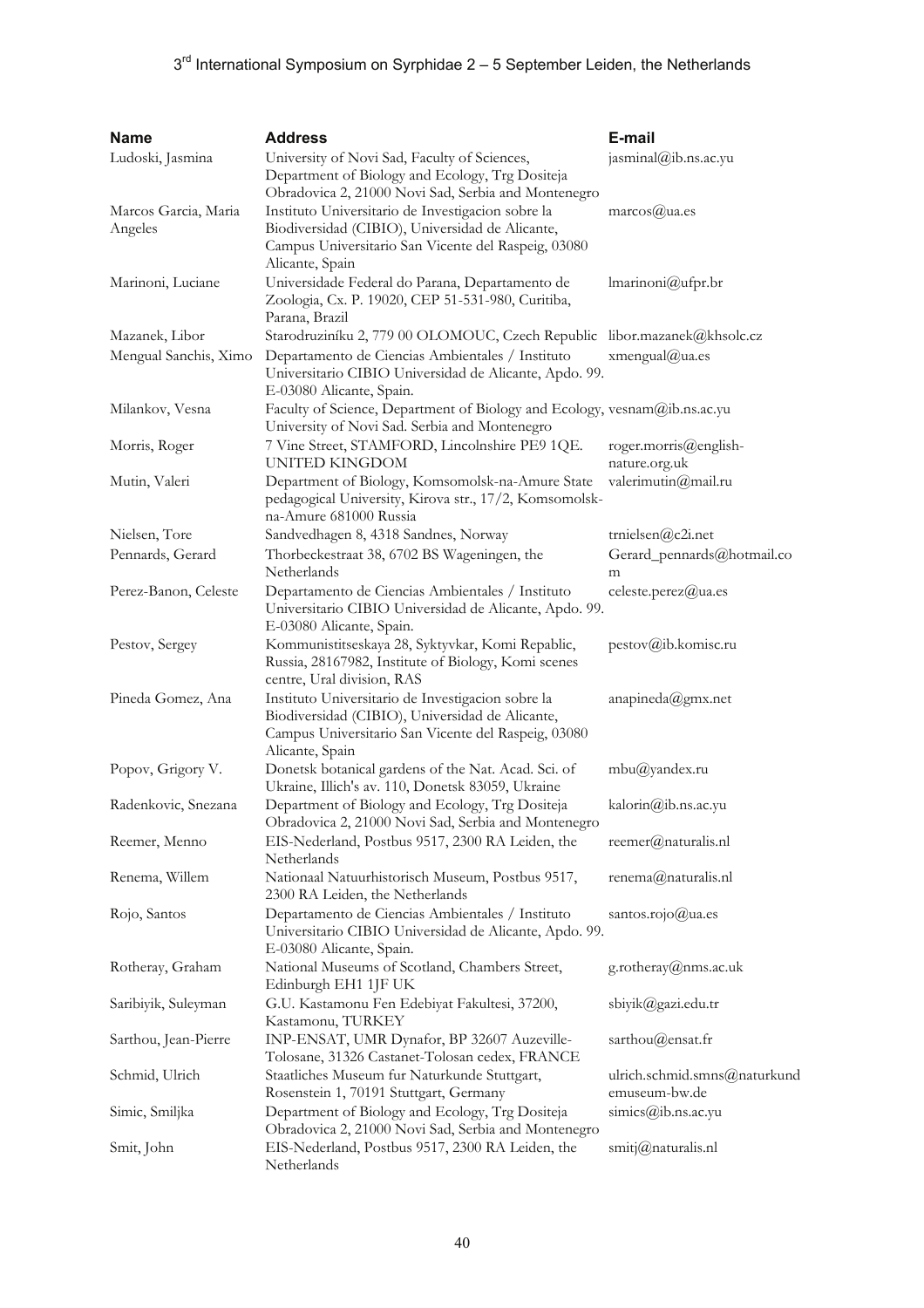| Name | Address | E-mail |
|---|---|---|
| Ludoski, Jasmina | University of Novi Sad, Faculty of Sciences, Department of Biology and Ecology, Trg Dositeja Obradovica 2, 21000 Novi Sad, Serbia and Montenegro | jasminal@ib.ns.ac.yu |
| Marcos Garcia, Maria Angeles | Instituto Universitario de Investigacion sobre la Biodiversidad (CIBIO), Universidad de Alicante, Campus Universitario San Vicente del Raspeig, 03080 Alicante, Spain | marcos@ua.es |
| Marinoni, Luciane | Universidade Federal do Parana, Departamento de Zoologia, Cx. P. 19020, CEP 51-531-980, Curitiba, Parana, Brazil | lmarinoni@ufpr.br |
| Mazanek, Libor | Starodruziníku 2, 779 00 OLOMOUC, Czech Republic | libor.mazanek@khsolc.cz |
| Mengual Sanchis, Ximo | Departamento de Ciencias Ambientales / Instituto Universitario CIBIO Universidad de Alicante, Apdo. 99. E-03080 Alicante, Spain. | xmengual@ua.es |
| Milankov, Vesna | Faculty of Science, Department of Biology and Ecology, University of Novi Sad. Serbia and Montenegro | vesnam@ib.ns.ac.yu |
| Morris, Roger | 7 Vine Street, STAMFORD, Lincolnshire PE9 1QE. UNITED KINGDOM | roger.morris@english-nature.org.uk |
| Mutin, Valeri | Department of Biology, Komsomolsk-na-Amure State pedagogical University, Kirova str., 17/2, Komsomolsk-na-Amure 681000 Russia | valerimutin@mail.ru |
| Nielsen, Tore | Sandvedhagen 8, 4318 Sandnes, Norway | trnielsen@c2i.net |
| Pennards, Gerard | Thorbeckestraat 38, 6702 BS Wageningen, the Netherlands | Gerard_pennards@hotmail.com |
| Perez-Banon, Celeste | Departamento de Ciencias Ambientales / Instituto Universitario CIBIO Universidad de Alicante, Apdo. 99. E-03080 Alicante, Spain. | celeste.perez@ua.es |
| Pestov, Sergey | Kommunistitseskaya 28, Syktyvkar, Komi Repablic, Russia, 28167982, Institute of Biology, Komi scenes centre, Ural division, RAS | pestov@ib.komisc.ru |
| Pineda Gomez, Ana | Instituto Universitario de Investigacion sobre la Biodiversidad (CIBIO), Universidad de Alicante, Campus Universitario San Vicente del Raspeig, 03080 Alicante, Spain | anapineda@gmx.net |
| Popov, Grigory V. | Donetsk botanical gardens of the Nat. Acad. Sci. of Ukraine, Illich's av. 110, Donetsk 83059, Ukraine | mbu@yandex.ru |
| Radenkovic, Snezana | Department of Biology and Ecology, Trg Dositeja Obradovica 2, 21000 Novi Sad, Serbia and Montenegro | kalorin@ib.ns.ac.yu |
| Reemer, Menno | EIS-Nederland, Postbus 9517, 2300 RA Leiden, the Netherlands | reemer@naturalis.nl |
| Renema, Willem | Nationaal Natuurhistorisch Museum, Postbus 9517, 2300 RA Leiden, the Netherlands | renema@naturalis.nl |
| Rojo, Santos | Departamento de Ciencias Ambientales / Instituto Universitario CIBIO Universidad de Alicante, Apdo. 99. E-03080 Alicante, Spain. | santos.rojo@ua.es |
| Rotheray, Graham | National Museums of Scotland, Chambers Street, Edinburgh EH1 1JF UK | g.rotheray@nms.ac.uk |
| Saribiyik, Suleyman | G.U. Kastamonu Fen Edebiyat Fakultesi, 37200, Kastamonu, TURKEY | sbiyik@gazi.edu.tr |
| Sarthou, Jean-Pierre | INP-ENSAT, UMR Dynafor, BP 32607 Auzeville-Tolosane, 31326 Castanet-Tolosan cedex, FRANCE | sarthou@ensat.fr |
| Schmid, Ulrich | Staatliches Museum fur Naturkunde Stuttgart, Rosenstein 1, 70191 Stuttgart, Germany | ulrich.schmid.smns@naturkundemuseum-bw.de |
| Simic, Smiljka | Department of Biology and Ecology, Trg Dositeja Obradovica 2, 21000 Novi Sad, Serbia and Montenegro | simics@ib.ns.ac.yu |
| Smit, John | EIS-Nederland, Postbus 9517, 2300 RA Leiden, the Netherlands | smitj@naturalis.nl |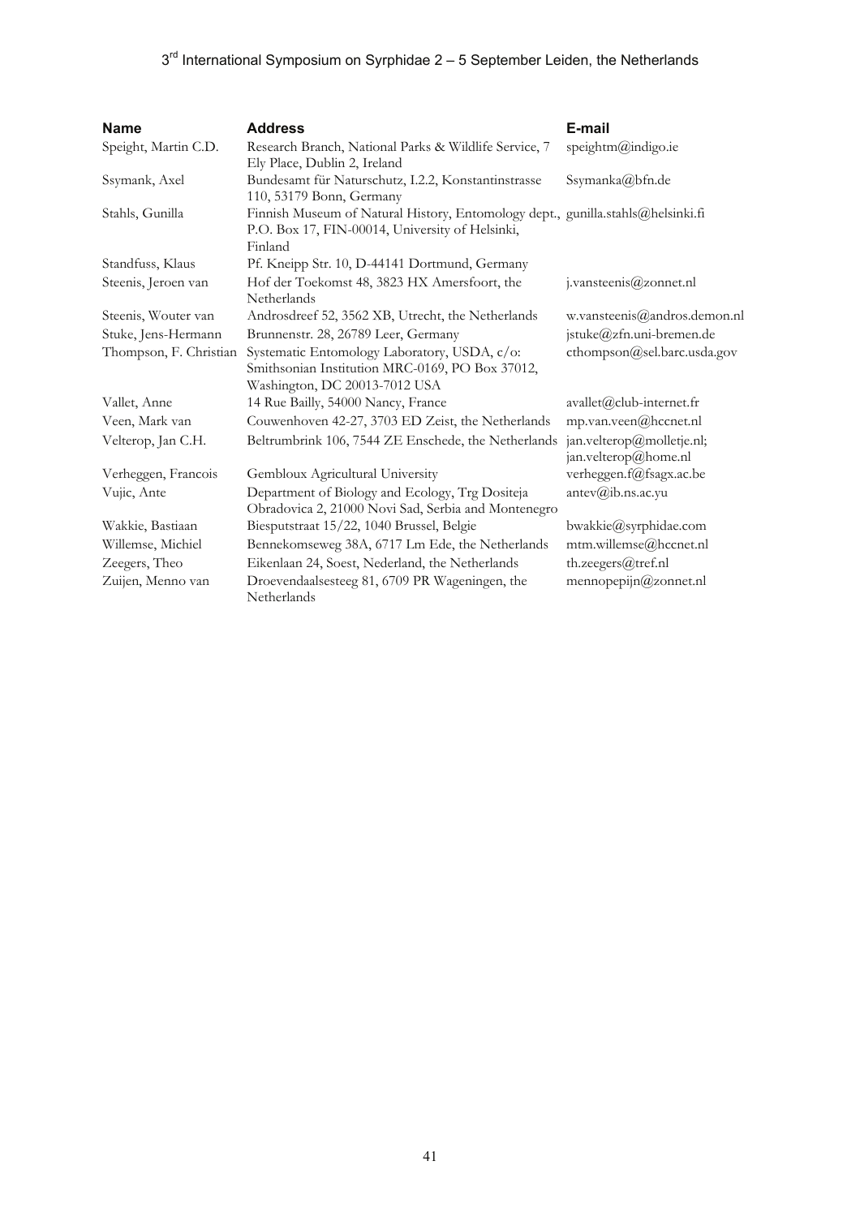| Name | Address | E-mail |
| --- | --- | --- |
| Speight, Martin C.D. | Research Branch, National Parks & Wildlife Service, 7 Ely Place, Dublin 2, Ireland | speightm@indigo.ie |
| Ssymank, Axel | Bundesamt für Naturschutz, I.2.2, Konstantinstrasse 110, 53179 Bonn, Germany | Ssymanka@bfn.de |
| Stahls, Gunilla | Finnish Museum of Natural History, Entomology dept., P.O. Box 17, FIN-00014, University of Helsinki, Finland | gunilla.stahls@helsinki.fi |
| Standfuss, Klaus | Pf. Kneipp Str. 10, D-44141 Dortmund, Germany | |
| Steenis, Jeroen van | Hof der Toekomst 48, 3823 HX Amersfoort, the Netherlands | j.vansteenis@zonnet.nl |
| Steenis, Wouter van | Androsdreef 52, 3562 XB, Utrecht, the Netherlands | w.vansteenis@andros.demon.nl |
| Stuke, Jens-Hermann | Brunnenstr. 28, 26789 Leer, Germany | jstuke@zfn.uni-bremen.de |
| Thompson, F. Christian | Systematic Entomology Laboratory, USDA, c/o: Smithsonian Institution MRC-0169, PO Box 37012, Washington, DC 20013-7012 USA | cthompson@sel.barc.usda.gov |
| Vallet, Anne | 14 Rue Bailly, 54000 Nancy, France | avallet@club-internet.fr |
| Veen, Mark van | Couwenhoven 42-27, 3703 ED Zeist, the Netherlands | mp.van.veen@hccnet.nl |
| Velterop, Jan C.H. | Beltrumbrink 106, 7544 ZE Enschede, the Netherlands | jan.velterop@molletje.nl; jan.velterop@home.nl |
| Verheggen, Francois | Gembloux Agricultural University | verheggen.f@fsagx.ac.be |
| Vujic, Ante | Department of Biology and Ecology, Trg Dositeja Obradovica 2, 21000 Novi Sad, Serbia and Montenegro | antev@ib.ns.ac.yu |
| Wakkie, Bastiaan | Biesputstraat 15/22, 1040 Brussel, Belgie | bwakkie@syrphidae.com |
| Willemse, Michiel | Bennekomseweg 38A, 6717 Lm Ede, the Netherlands | mtm.willemse@hccnet.nl |
| Zeegers, Theo | Eikenlaan 24, Soest, Nederland, the Netherlands | th.zeegers@tref.nl |
| Zuijen, Menno van | Droevendaalsesteeg 81, 6709 PR Wageningen, the Netherlands | mennopepijn@zonnet.nl |